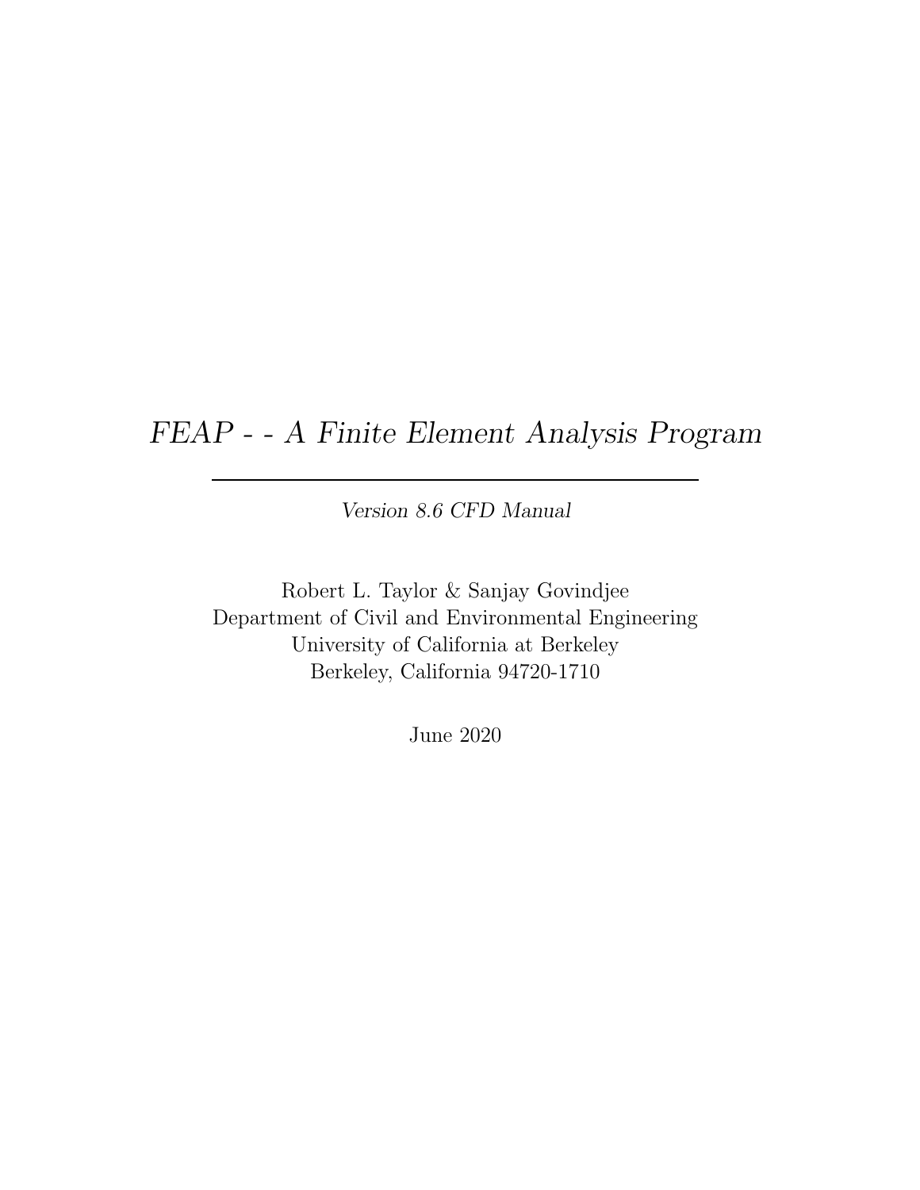# *FEAP - - A Finite Element Analysis Program*

---

*Version 8.6 CFD Manual*

Robert L. Taylor & Sanjay Govindjee
Department of Civil and Environmental Engineering
University of California at Berkeley
Berkeley, California 94720-1710

June 2020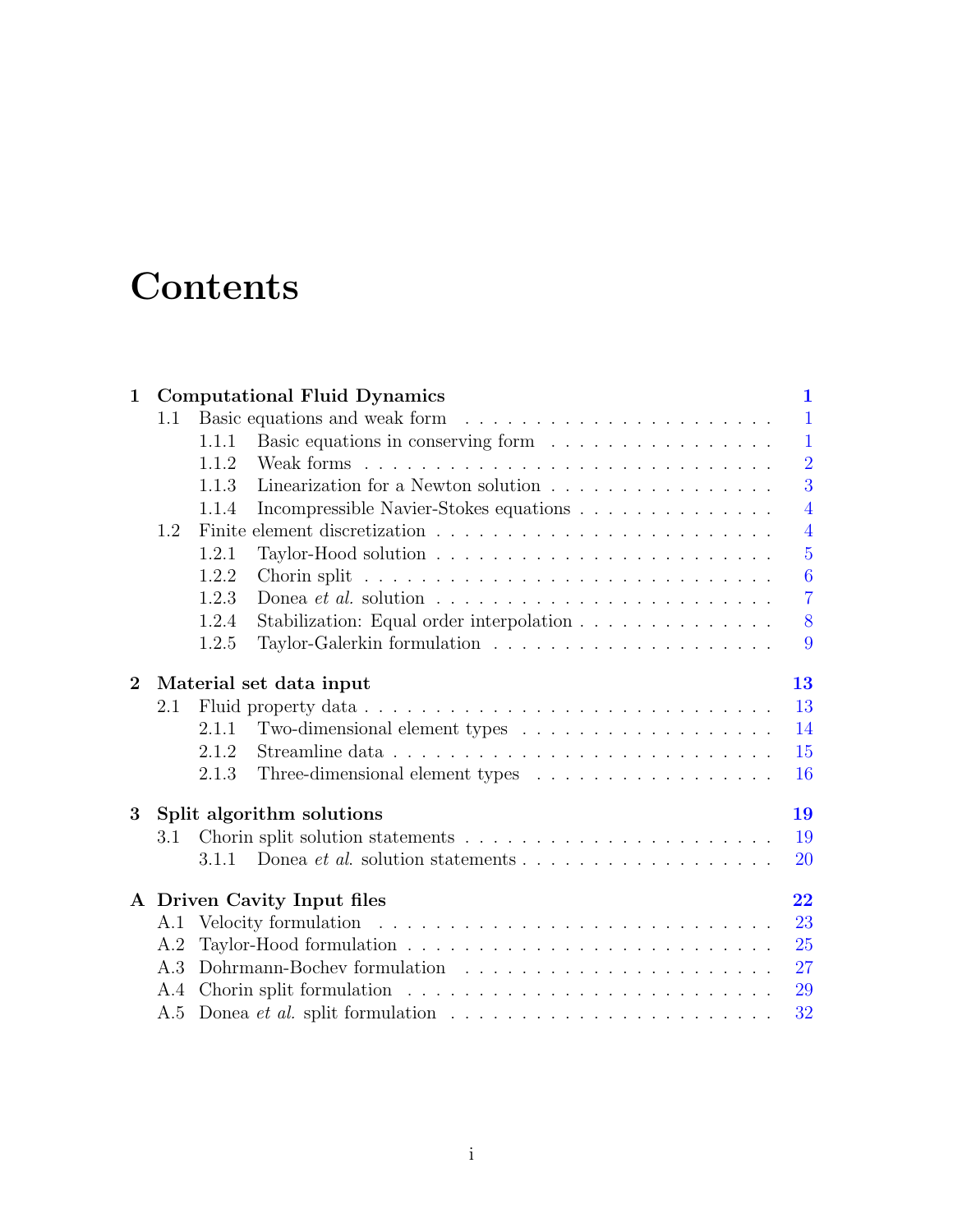# Contents

**1 Computational Fluid Dynamics** **1**

- 1.1 Basic equations and weak form . . . 1
  - 1.1.1 Basic equations in conserving form . . . 1
  - 1.1.2 Weak forms . . . 2
  - 1.1.3 Linearization for a Newton solution . . . 3
  - 1.1.4 Incompressible Navier-Stokes equations . . . 4
- 1.2 Finite element discretization . . . 4
  - 1.2.1 Taylor-Hood solution . . . 5
  - 1.2.2 Chorin split . . . 6
  - 1.2.3 Donea *et al.* solution . . . 7
  - 1.2.4 Stabilization: Equal order interpolation . . . 8
  - 1.2.5 Taylor-Galerkin formulation . . . 9

**2 Material set data input** **13**

- 2.1 Fluid property data . . . 13
  - 2.1.1 Two-dimensional element types . . . 14
  - 2.1.2 Streamline data . . . 15
  - 2.1.3 Three-dimensional element types . . . 16

**3 Split algorithm solutions** **19**

- 3.1 Chorin split solution statements . . . 19
  - 3.1.1 Donea *et al.* solution statements . . . 20

**A Driven Cavity Input files** **22**

- A.1 Velocity formulation . . . 23
- A.2 Taylor-Hood formulation . . . 25
- A.3 Dohrmann-Bochev formulation . . . 27
- A.4 Chorin split formulation . . . 29
- A.5 Donea *et al.* split formulation . . . 32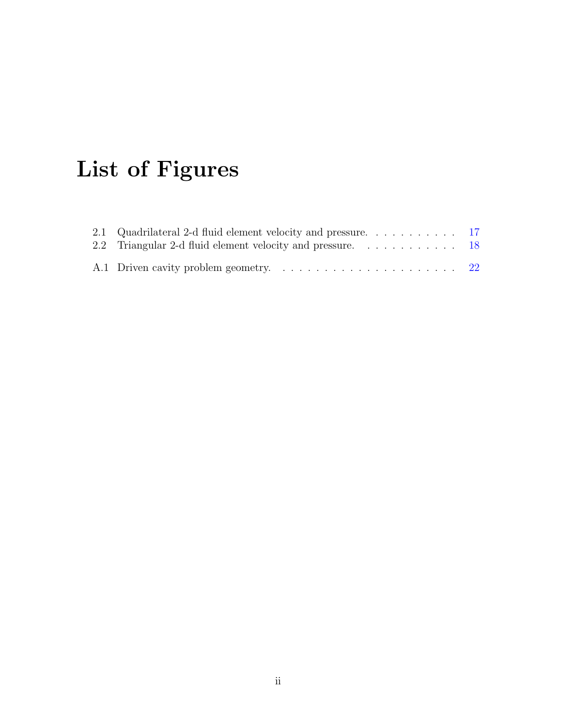# List of Figures

2.1 Quadrilateral 2-d fluid element velocity and pressure. . . . . . . . . . . 17

2.2 Triangular 2-d fluid element velocity and pressure. . . . . . . . . . . . 18

A.1 Driven cavity problem geometry. . . . . . . . . . . . . . . . . . . . . . . 22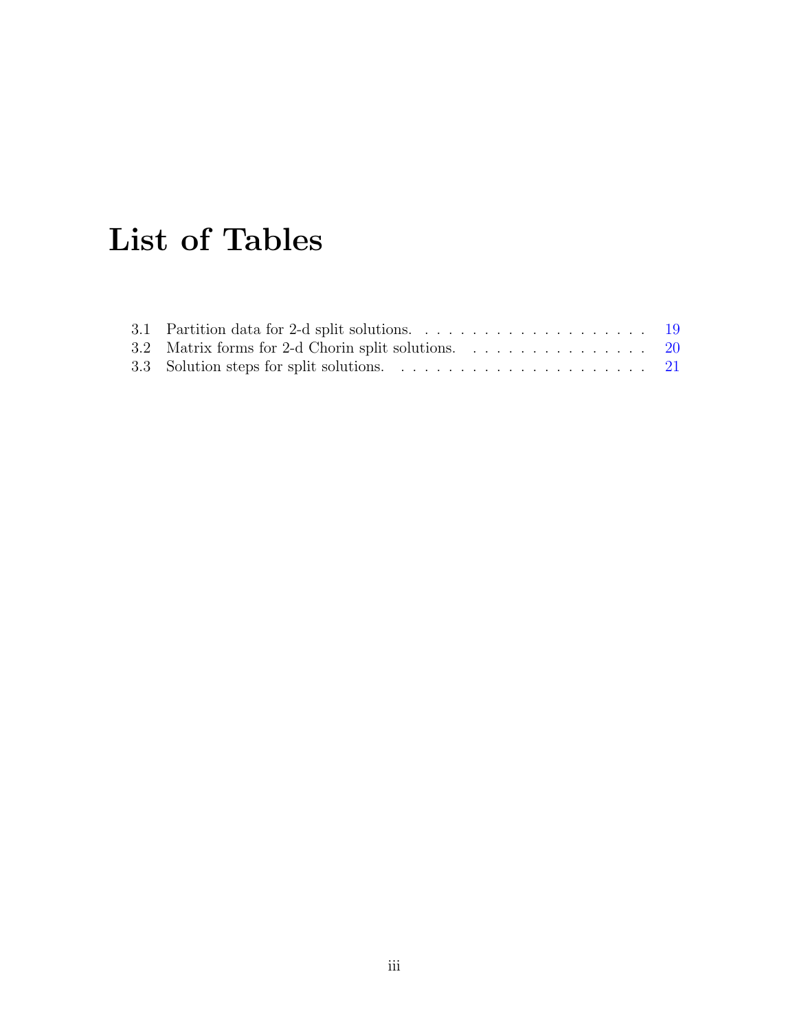# List of Tables

3.1 Partition data for 2-d split solutions. . . . . . . . . . . . . . . . . . . . 19
3.2 Matrix forms for 2-d Chorin split solutions. . . . . . . . . . . . . . . . . 20
3.3 Solution steps for split solutions. . . . . . . . . . . . . . . . . . . . . . 21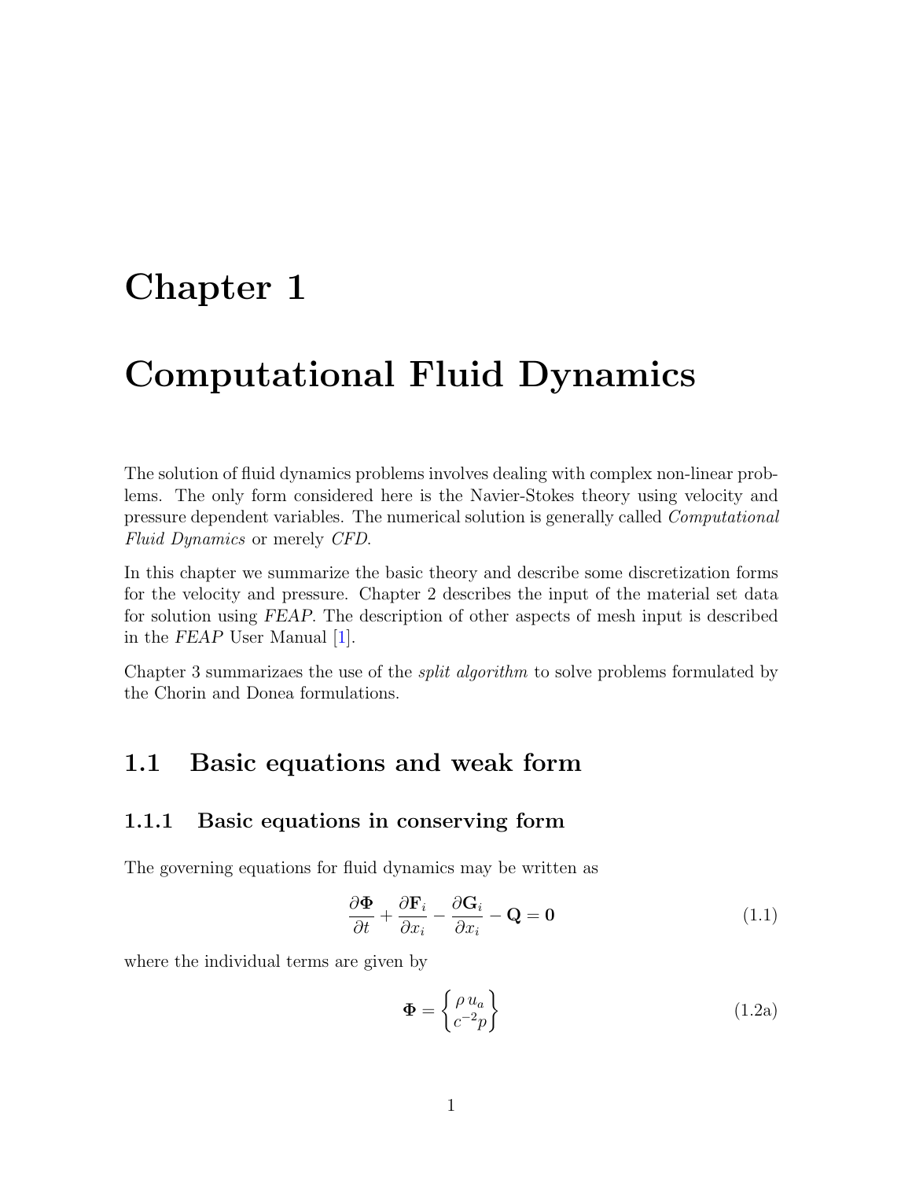# Chapter 1

# Computational Fluid Dynamics

The solution of fluid dynamics problems involves dealing with complex non-linear problems. The only form considered here is the Navier-Stokes theory using velocity and pressure dependent variables. The numerical solution is generally called *Computational Fluid Dynamics* or merely *CFD*.

In this chapter we summarize the basic theory and describe some discretization forms for the velocity and pressure. Chapter 2 describes the input of the material set data for solution using *FEAP*. The description of other aspects of mesh input is described in the *FEAP* User Manual [1].

Chapter 3 summarizaes the use of the *split algorithm* to solve problems formulated by the Chorin and Donea formulations.

## 1.1 Basic equations and weak form

### 1.1.1 Basic equations in conserving form

The governing equations for fluid dynamics may be written as

$$\frac{\partial \mathbf{\Phi}}{\partial t} + \frac{\partial \mathbf{F}_i}{\partial x_i} - \frac{\partial \mathbf{G}_i}{\partial x_i} - \mathbf{Q} = \mathbf{0} \tag{1.1}$$

where the individual terms are given by

$$\mathbf{\Phi} = \begin{Bmatrix} \rho\, u_a \\ c^{-2} p \end{Bmatrix} \tag{1.2a}$$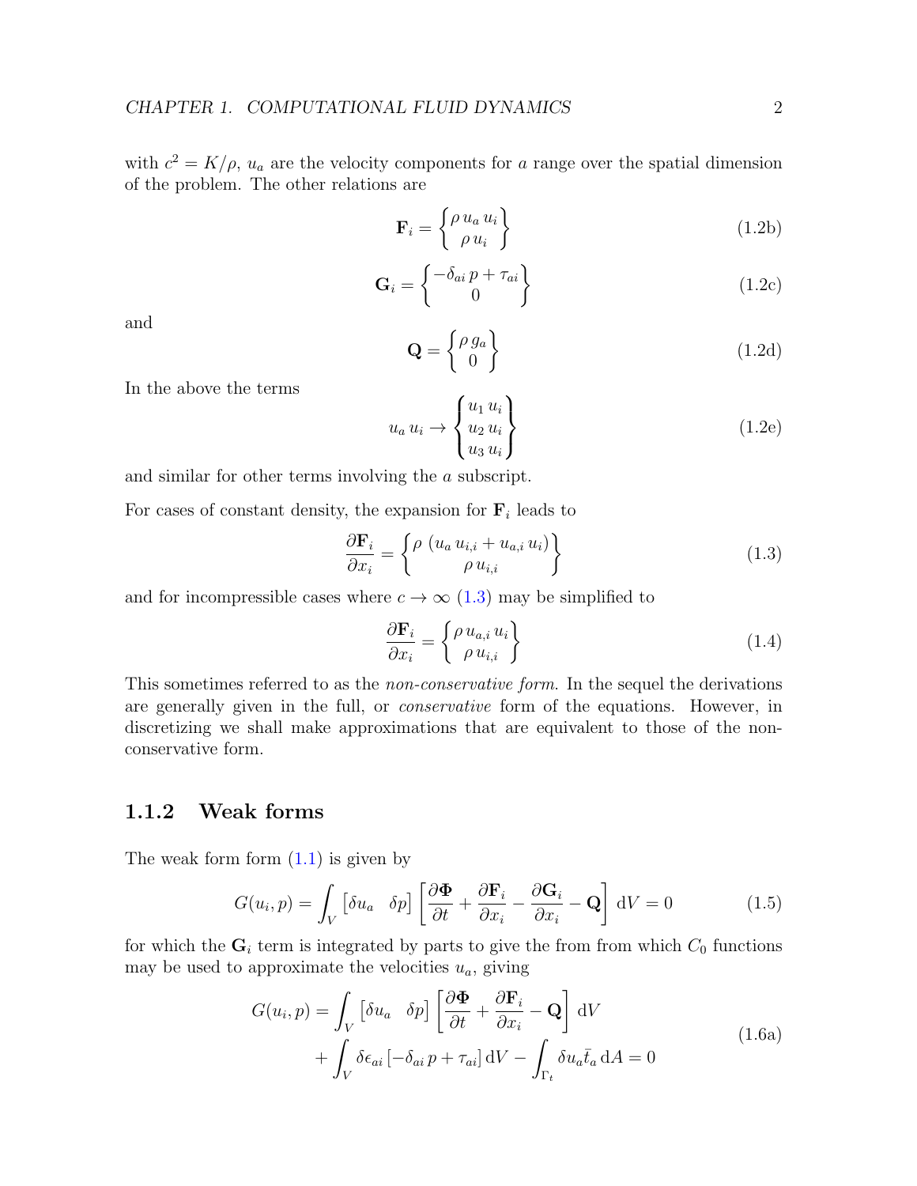with $c^2 = K/\rho$, $u_a$ are the velocity components for $a$ range over the spatial dimension of the problem. The other relations are

$$\mathbf{F}_i = \begin{Bmatrix} \rho\, u_a\, u_i \\ \rho\, u_i \end{Bmatrix} \tag{1.2b}$$

$$\mathbf{G}_i = \begin{Bmatrix} -\delta_{ai}\, p + \tau_{ai} \\ 0 \end{Bmatrix} \tag{1.2c}$$

and

$$\mathbf{Q} = \begin{Bmatrix} \rho\, g_a \\ 0 \end{Bmatrix} \tag{1.2d}$$

In the above the terms

$$u_a\, u_i \rightarrow \begin{Bmatrix} u_1\, u_i \\ u_2\, u_i \\ u_3\, u_i \end{Bmatrix} \tag{1.2e}$$

and similar for other terms involving the $a$ subscript.

For cases of constant density, the expansion for $\mathbf{F}_i$ leads to

$$\frac{\partial \mathbf{F}_i}{\partial x_i} = \begin{Bmatrix} \rho\, \left(u_a\, u_{i,i} + u_{a,i}\, u_i\right) \\ \rho\, u_{i,i} \end{Bmatrix} \tag{1.3}$$

and for incompressible cases where $c \rightarrow \infty$ (1.3) may be simplified to

$$\frac{\partial \mathbf{F}_i}{\partial x_i} = \begin{Bmatrix} \rho\, u_{a,i}\, u_i \\ \rho\, u_{i,i} \end{Bmatrix} \tag{1.4}$$

This sometimes referred to as the *non-conservative form*. In the sequel the derivations are generally given in the full, or *conservative* form of the equations. However, in discretizing we shall make approximations that are equivalent to those of the non-conservative form.

### 1.1.2 Weak forms

The weak form form (1.1) is given by

$$G(u_i, p) = \int_V \begin{bmatrix} \delta u_a & \delta p \end{bmatrix} \left[ \frac{\partial \mathbf{\Phi}}{\partial t} + \frac{\partial \mathbf{F}_i}{\partial x_i} - \frac{\partial \mathbf{G}_i}{\partial x_i} - \mathbf{Q} \right] \mathrm{d}V = 0 \tag{1.5}$$

for which the $\mathbf{G}_i$ term is integrated by parts to give the from from which $C_0$ functions may be used to approximate the velocities $u_a$, giving

$$\begin{aligned} G(u_i, p) = & \int_V \begin{bmatrix} \delta u_a & \delta p \end{bmatrix} \left[ \frac{\partial \mathbf{\Phi}}{\partial t} + \frac{\partial \mathbf{F}_i}{\partial x_i} - \mathbf{Q} \right] \mathrm{d}V \\ & + \int_V \delta \epsilon_{ai} \left[ -\delta_{ai}\, p + \tau_{ai} \right] \mathrm{d}V - \int_{\Gamma_t} \delta u_a \bar{t}_a \, \mathrm{d}A = 0 \end{aligned} \tag{1.6a}$$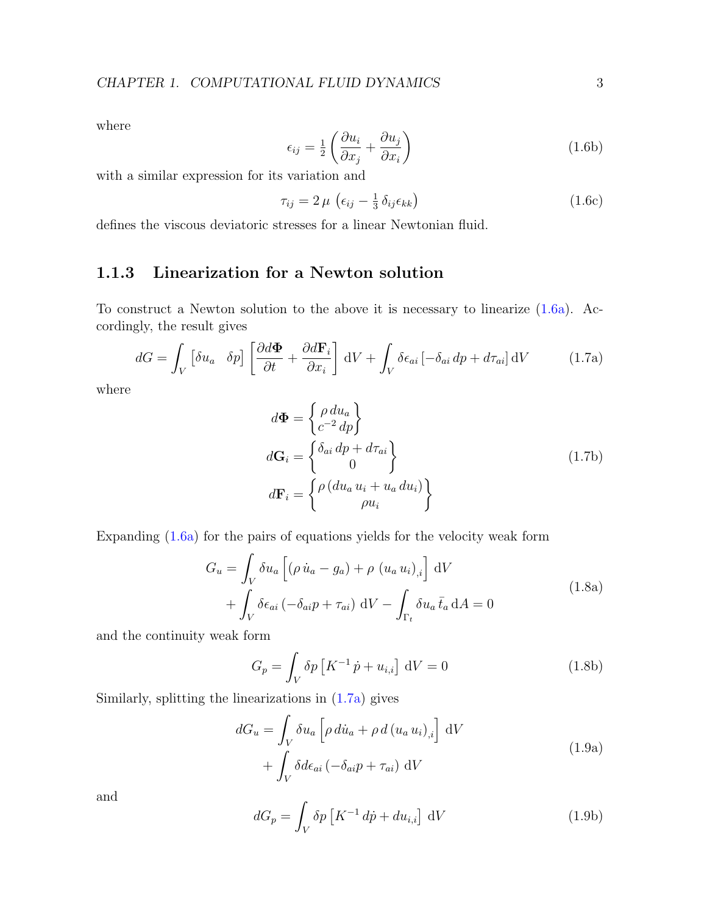where

$$\epsilon_{ij} = \tfrac{1}{2}\left(\frac{\partial u_i}{\partial x_j} + \frac{\partial u_j}{\partial x_i}\right) \tag{1.6b}$$

with a similar expression for its variation and

$$\tau_{ij} = 2\,\mu\,\left(\epsilon_{ij} - \tfrac{1}{3}\,\delta_{ij}\epsilon_{kk}\right) \tag{1.6c}$$

defines the viscous deviatoric stresses for a linear Newtonian fluid.

### 1.1.3 Linearization for a Newton solution

To construct a Newton solution to the above it is necessary to linearize (1.6a). Accordingly, the result gives

$$dG = \int_V \begin{bmatrix}\delta u_a & \delta p\end{bmatrix}\left[\frac{\partial d\mathbf{\Phi}}{\partial t} + \frac{\partial d\mathbf{F}_i}{\partial x_i}\right]\,\mathrm{d}V + \int_V \delta\epsilon_{ai}\left[-\delta_{ai}\,dp + d\tau_{ai}\right]\mathrm{d}V \tag{1.7a}$$

where

$$\begin{aligned} d\mathbf{\Phi} &= \begin{Bmatrix}\rho\,du_a \\ c^{-2}\,dp\end{Bmatrix} \\ d\mathbf{G}_i &= \begin{Bmatrix}\delta_{ai}\,dp + d\tau_{ai} \\ 0\end{Bmatrix} \\ d\mathbf{F}_i &= \begin{Bmatrix}\rho\,(du_a\,u_i + u_a\,du_i) \\ \rho u_i\end{Bmatrix} \end{aligned} \tag{1.7b}$$

Expanding (1.6a) for the pairs of equations yields for the velocity weak form

$$\begin{aligned} G_u &= \int_V \delta u_a\left[(\rho\,\dot{u}_a - g_a) + \rho\,\left(u_a\,u_i\right)_{,i}\right]\,\mathrm{d}V \\ &+ \int_V \delta\epsilon_{ai}\left(-\delta_{ai}p + \tau_{ai}\right)\,\mathrm{d}V - \int_{\Gamma_t} \delta u_a\,\bar{t}_a\,\mathrm{d}A = 0 \end{aligned} \tag{1.8a}$$

and the continuity weak form

$$G_p = \int_V \delta p\left[K^{-1}\,\dot{p} + u_{i,i}\right]\,\mathrm{d}V = 0 \tag{1.8b}$$

Similarly, splitting the linearizations in (1.7a) gives

$$\begin{aligned} dG_u &= \int_V \delta u_a\left[\rho\,d\dot{u}_a + \rho\,d\left(u_a\,u_i\right)_{,i}\right]\,\mathrm{d}V \\ &+ \int_V \delta d\epsilon_{ai}\left(-\delta_{ai}p + \tau_{ai}\right)\,\mathrm{d}V \end{aligned} \tag{1.9a}$$

and

$$dG_p = \int_V \delta p\left[K^{-1}\,d\dot{p} + du_{i,i}\right]\,\mathrm{d}V \tag{1.9b}$$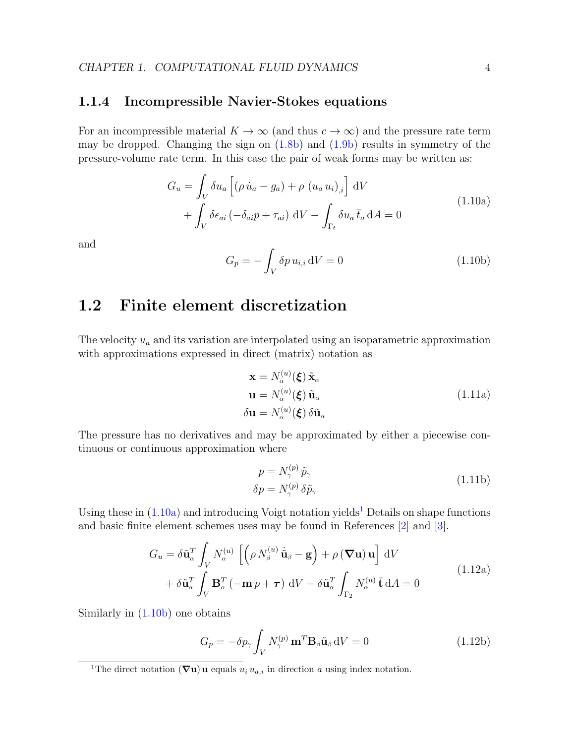### 1.1.4 Incompressible Navier-Stokes equations

For an incompressible material $K \to \infty$ (and thus $c \to \infty$) and the pressure rate term may be dropped. Changing the sign on (1.8b) and (1.9b) results in symmetry of the pressure-volume rate term. In this case the pair of weak forms may be written as:

$$
\begin{aligned}
G_u = &\int_V \delta u_a \left[ (\rho\, \dot{u}_a - g_a) + \rho\, (u_a\, u_i)_{,i} \right] \mathrm{d}V \\
&+ \int_V \delta \epsilon_{ai} \left( -\delta_{ai} p + \tau_{ai} \right) \mathrm{d}V - \int_{\Gamma_t} \delta u_a\, \bar{t}_a \, \mathrm{d}A = 0
\end{aligned}
\tag{1.10a}
$$

and

$$
G_p = - \int_V \delta p \, u_{i,i} \, \mathrm{d}V = 0 \tag{1.10b}
$$

## 1.2 Finite element discretization

The velocity $u_a$ and its variation are interpolated using an isoparametric approximation with approximations expressed in direct (matrix) notation as

$$
\begin{aligned}
\mathbf{x} &= N^{(u)}_{\alpha}(\boldsymbol{\xi})\, \tilde{\mathbf{x}}_{\alpha} \\
\mathbf{u} &= N^{(u)}_{\alpha}(\boldsymbol{\xi})\, \tilde{\mathbf{u}}_{\alpha} \\
\delta\mathbf{u} &= N^{(u)}_{\alpha}(\boldsymbol{\xi})\, \delta\tilde{\mathbf{u}}_{\alpha}
\end{aligned}
\tag{1.11a}
$$

The pressure has no derivatives and may be approximated by either a piecewise continuous or continuous approximation where

$$
\begin{aligned}
p &= N^{(p)}_{\gamma}\, \tilde{p}_{\gamma} \\
\delta p &= N^{(p)}_{\gamma}\, \delta\tilde{p}_{\gamma}
\end{aligned}
\tag{1.11b}
$$

Using these in (1.10a) and introducing Voigt notation yields[1] Details on shape functions and basic finite element schemes uses may be found in References [2] and [3].

$$
\begin{aligned}
G_u = &\,\delta\tilde{\mathbf{u}}^T_{\alpha} \int_V N^{(u)}_{\alpha} \left[ \left( \rho\, N^{(u)}_{\beta}\, \dot{\tilde{\mathbf{u}}}_{\beta} - \mathbf{g} \right) + \rho\, (\boldsymbol{\nabla}\mathbf{u})\, \mathbf{u} \right] \mathrm{d}V \\
&+ \delta\tilde{\mathbf{u}}^T_{\alpha} \int_V \mathbf{B}^T_{\alpha} \left( -\mathbf{m}\, p + \boldsymbol{\tau} \right) \mathrm{d}V - \delta\tilde{\mathbf{u}}^T_{\alpha} \int_{\Gamma_2} N^{(u)}_{\alpha}\, \bar{\mathbf{t}} \, \mathrm{d}A = 0
\end{aligned}
\tag{1.12a}
$$

Similarly in (1.10b) one obtains

$$
G_p = -\delta p_{\gamma} \int_V N^{(p)}_{\gamma}\, \mathbf{m}^T \mathbf{B}_{\beta} \tilde{\mathbf{u}}_{\beta} \, \mathrm{d}V = 0 \tag{1.12b}
$$

[1] The direct notation $(\boldsymbol{\nabla}\mathbf{u})\,\mathbf{u}$ equals $u_i\, u_{a,i}$ in direction $a$ using index notation.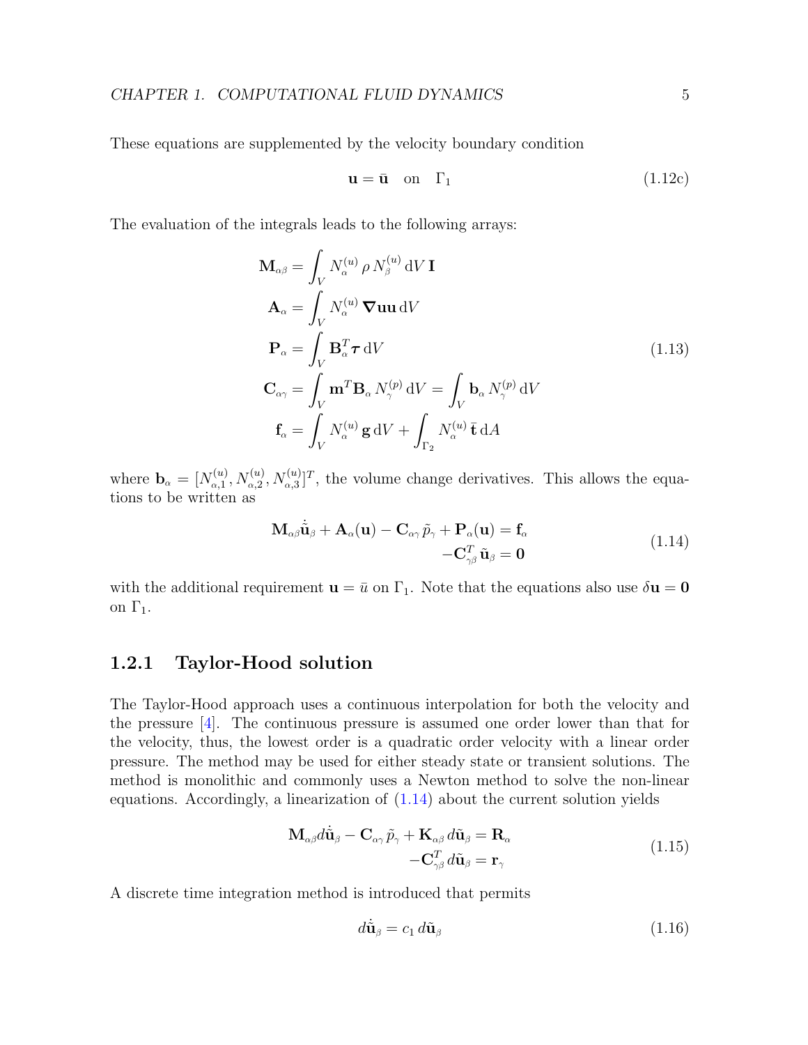These equations are supplemented by the velocity boundary condition

$$\mathbf{u} = \bar{\mathbf{u}} \quad \text{on} \quad \Gamma_1 \tag{1.12c}$$

The evaluation of the integrals leads to the following arrays:

$$
\begin{aligned}
\mathbf{M}_{\alpha\beta} &= \int_V N_\alpha^{(u)}\, \rho\, N_\beta^{(u)}\, \mathrm{d}V\, \mathbf{I} \\
\mathbf{A}_\alpha &= \int_V N_\alpha^{(u)}\, \boldsymbol{\nabla}\mathbf{u}\mathbf{u}\, \mathrm{d}V \\
\mathbf{P}_\alpha &= \int_V \mathbf{B}_\alpha^T \boldsymbol{\tau}\, \mathrm{d}V \\
\mathbf{C}_{\alpha\gamma} &= \int_V \mathbf{m}^T \mathbf{B}_\alpha\, N_\gamma^{(p)}\, \mathrm{d}V = \int_V \mathbf{b}_\alpha\, N_\gamma^{(p)}\, \mathrm{d}V \\
\mathbf{f}_\alpha &= \int_V N_\alpha^{(u)}\, \mathbf{g}\, \mathrm{d}V + \int_{\Gamma_2} N_\alpha^{(u)}\, \bar{\mathbf{t}}\, \mathrm{d}A
\end{aligned}
\tag{1.13}
$$

where $\mathbf{b}_\alpha = [N_{\alpha,1}^{(u)}, N_{\alpha,2}^{(u)}, N_{\alpha,3}^{(u)}]^T$, the volume change derivatives. This allows the equations to be written as

$$
\begin{aligned}
\mathbf{M}_{\alpha\beta}\dot{\tilde{\mathbf{u}}}_\beta + \mathbf{A}_\alpha(\mathbf{u}) - \mathbf{C}_{\alpha\gamma}\,\tilde{p}_\gamma + \mathbf{P}_\alpha(\mathbf{u}) &= \mathbf{f}_\alpha \\
-\mathbf{C}_{\gamma\beta}^T\,\tilde{\mathbf{u}}_\beta &= \mathbf{0}
\end{aligned}
\tag{1.14}
$$

with the additional requirement $\mathbf{u} = \bar{u}$ on $\Gamma_1$. Note that the equations also use $\delta\mathbf{u} = \mathbf{0}$ on $\Gamma_1$.

### 1.2.1 Taylor-Hood solution

The Taylor-Hood approach uses a continuous interpolation for both the velocity and the pressure [4]. The continuous pressure is assumed one order lower than that for the velocity, thus, the lowest order is a quadratic order velocity with a linear order pressure. The method may be used for either steady state or transient solutions. The method is monolithic and commonly uses a Newton method to solve the non-linear equations. Accordingly, a linearization of (1.14) about the current solution yields

$$
\begin{aligned}
\mathbf{M}_{\alpha\beta} d\dot{\tilde{\mathbf{u}}}_\beta - \mathbf{C}_{\alpha\gamma}\,\tilde{p}_\gamma + \mathbf{K}_{\alpha\beta}\, d\tilde{\mathbf{u}}_\beta &= \mathbf{R}_\alpha \\
-\mathbf{C}_{\gamma\beta}^T\, d\tilde{\mathbf{u}}_\beta &= \mathbf{r}_\gamma
\end{aligned}
\tag{1.15}
$$

A discrete time integration method is introduced that permits

$$d\dot{\tilde{\mathbf{u}}}_\beta = c_1\, d\tilde{\mathbf{u}}_\beta \tag{1.16}$$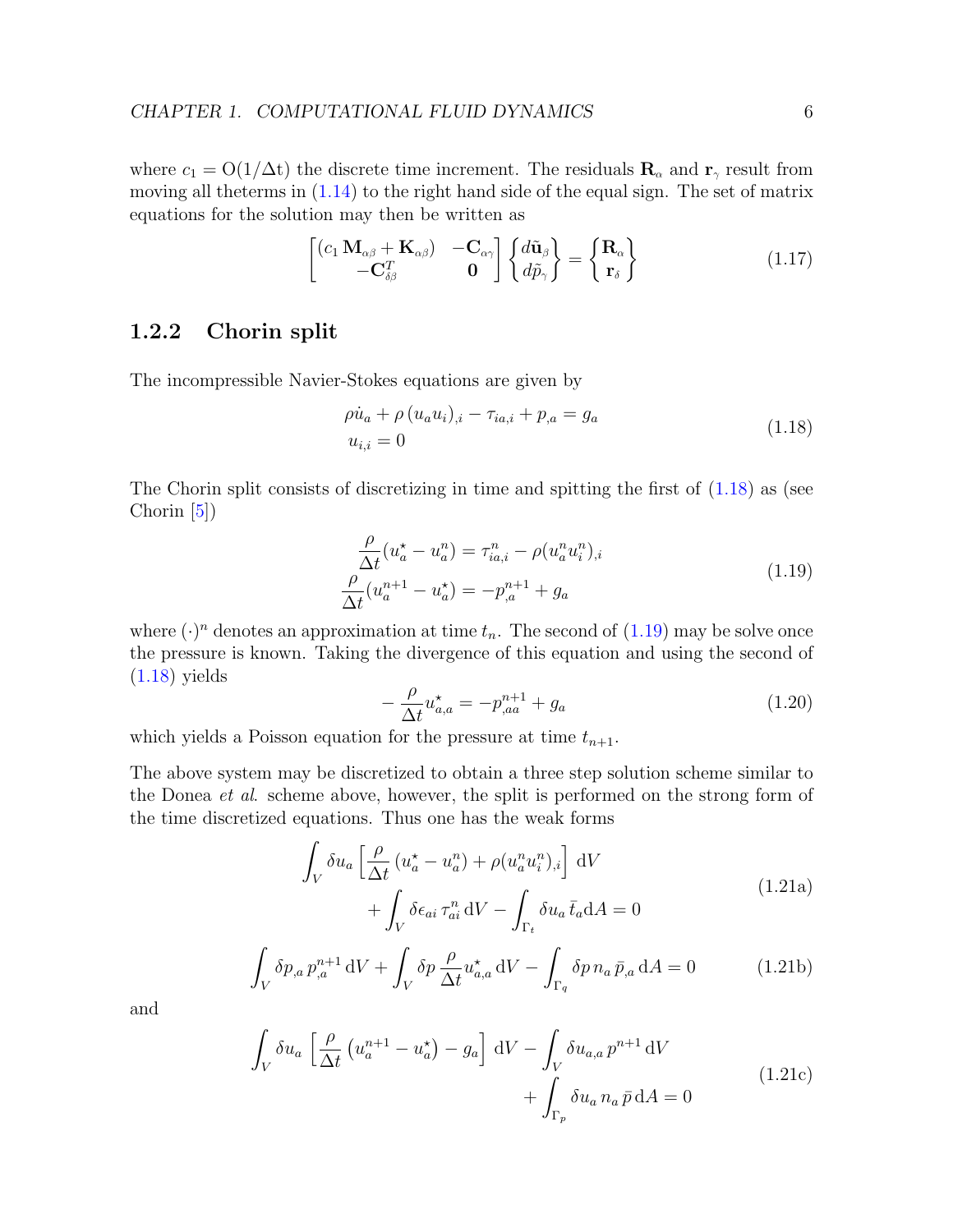where $c_1 = \mathrm{O}(1/\Delta t)$ the discrete time increment. The residuals $\mathbf{R}_\alpha$ and $\mathbf{r}_\gamma$ result from moving all theterms in (1.14) to the right hand side of the equal sign. The set of matrix equations for the solution may then be written as

$$
\begin{bmatrix} (c_1\, \mathbf{M}_{\alpha\beta} + \mathbf{K}_{\alpha\beta}) & -\mathbf{C}_{\alpha\gamma} \\ -\mathbf{C}^T_{\delta\beta} & \mathbf{0} \end{bmatrix} \begin{Bmatrix} d\tilde{\mathbf{u}}_\beta \\ d\tilde{p}_\gamma \end{Bmatrix} = \begin{Bmatrix} \mathbf{R}_\alpha \\ \mathbf{r}_\delta \end{Bmatrix} \tag{1.17}
$$

### 1.2.2 Chorin split

The incompressible Navier-Stokes equations are given by

$$
\begin{aligned}
&\rho \dot{u}_a + \rho \left( u_a u_i \right)_{,i} - \tau_{ia,i} + p_{,a} = g_a \\
&u_{i,i} = 0
\end{aligned} \tag{1.18}
$$

The Chorin split consists of discretizing in time and spitting the first of (1.18) as (see Chorin [5])

$$
\begin{aligned}
\frac{\rho}{\Delta t}(u^\star_a - u^n_a) &= \tau^n_{ia,i} - \rho(u^n_a u^n_i)_{,i} \\
\frac{\rho}{\Delta t}(u^{n+1}_a - u^\star_a) &= -p^{n+1}_{,a} + g_a
\end{aligned} \tag{1.19}
$$

where $(\cdot)^n$ denotes an approximation at time $t_n$. The second of (1.19) may be solve once the pressure is known. Taking the divergence of this equation and using the second of (1.18) yields

$$
-\frac{\rho}{\Delta t} u^\star_{a,a} = -p^{n+1}_{,aa} + g_a \tag{1.20}
$$

which yields a Poisson equation for the pressure at time $t_{n+1}$.

The above system may be discretized to obtain a three step solution scheme similar to the Donea *et al.* scheme above, however, the split is performed on the strong form of the time discretized equations. Thus one has the weak forms

$$
\begin{aligned}
\int_V \delta u_a \left[ \frac{\rho}{\Delta t} \left( u^\star_a - u^n_a \right) + \rho (u^n_a u^n_i)_{,i} \right] \mathrm{d}V \\
+ \int_V \delta\epsilon_{ai}\, \tau^n_{ai}\, \mathrm{d}V - \int_{\Gamma_t} \delta u_a\, \bar{t}_a \mathrm{d}A = 0
\end{aligned} \tag{1.21a}
$$

$$
\int_V \delta p_{,a}\, p^{n+1}_{,a}\, \mathrm{d}V + \int_V \delta p\, \frac{\rho}{\Delta t} u^\star_{a,a}\, \mathrm{d}V - \int_{\Gamma_q} \delta p\, n_a\, \bar{p}_{,a}\, \mathrm{d}A = 0 \tag{1.21b}
$$

and

$$
\begin{aligned}
\int_V \delta u_a \left[ \frac{\rho}{\Delta t} \left( u^{n+1}_a - u^\star_a \right) - g_a \right] \mathrm{d}V - \int_V \delta u_{a,a}\, p^{n+1}\, \mathrm{d}V \\
+ \int_{\Gamma_p} \delta u_a\, n_a\, \bar{p}\, \mathrm{d}A = 0
\end{aligned} \tag{1.21c}
$$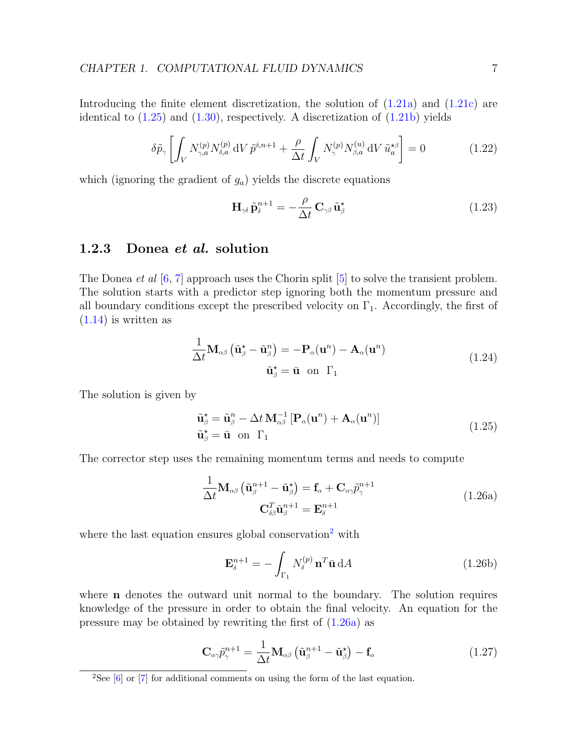Introducing the finite element discretization, the solution of (1.21a) and (1.21c) are identical to (1.25) and (1.30), respectively. A discretization of (1.21b) yields

$$\delta\tilde{p}_{\gamma}\left[\int_V N^{(p)}_{\gamma,a} N^{(p)}_{\delta,a}\,\mathrm{d}V\,\tilde{p}^{\delta,n+1} + \frac{\rho}{\Delta t}\int_V N^{(p)}_{\gamma} N^{(u)}_{\beta,a}\,\mathrm{d}V\,\tilde{u}^{\star\beta}_{a}\right] = 0 \tag{1.22}$$

which (ignoring the gradient of $g_a$) yields the discrete equations

$$\mathbf{H}_{\gamma\delta}\,\tilde{\mathbf{p}}^{n+1}_{\delta} = -\frac{\rho}{\Delta t}\,\mathbf{C}_{\gamma\beta}\,\tilde{\mathbf{u}}^{\star}_{\beta} \tag{1.23}$$

### 1.2.3 Donea *et al.* solution

The Donea *et al* [6, 7] approach uses the Chorin split [5] to solve the transient problem. The solution starts with a predictor step ignoring both the momentum pressure and all boundary conditions except the prescribed velocity on $\Gamma_1$. Accordingly, the first of (1.14) is written as

$$\begin{aligned}\frac{1}{\Delta t}\mathbf{M}_{\alpha\beta}\left(\tilde{\mathbf{u}}^{\star}_{\beta} - \tilde{\mathbf{u}}^{n}_{\beta}\right) &= -\mathbf{P}_{\alpha}(\mathbf{u}^n) - \mathbf{A}_{\alpha}(\mathbf{u}^n)\\ \tilde{\mathbf{u}}^{\star}_{\beta} &= \bar{\mathbf{u}} \quad \text{on} \quad \Gamma_1\end{aligned} \tag{1.24}$$

The solution is given by

$$\begin{aligned}\tilde{\mathbf{u}}^{\star}_{\beta} &= \tilde{\mathbf{u}}^{n}_{\beta} - \Delta t\,\mathbf{M}^{-1}_{\alpha\beta}\left[\mathbf{P}_{\alpha}(\mathbf{u}^n) + \mathbf{A}_{\alpha}(\mathbf{u}^n)\right]\\ \tilde{\mathbf{u}}^{\star}_{\beta} &= \bar{\mathbf{u}} \quad \text{on} \quad \Gamma_1\end{aligned} \tag{1.25}$$

The corrector step uses the remaining momentum terms and needs to compute

$$\begin{aligned}\frac{1}{\Delta t}\mathbf{M}_{\alpha\beta}\left(\tilde{\mathbf{u}}^{n+1}_{\beta} - \tilde{\mathbf{u}}^{\star}_{\beta}\right) &= \mathbf{f}_{\alpha} + \mathbf{C}_{\alpha\gamma}\tilde{p}^{n+1}_{\gamma}\\ \mathbf{C}^{T}_{\delta\beta}\tilde{\mathbf{u}}^{n+1}_{\beta} &= \mathbf{E}^{n+1}_{\delta}\end{aligned} \tag{1.26a}$$

where the last equation ensures global conservation[2] with

$$\mathbf{E}^{n+1}_{\delta} = -\int_{\Gamma_1} N^{(p)}_{\delta}\,\mathbf{n}^T\bar{\mathbf{u}}\,\mathrm{d}A \tag{1.26b}$$

where $\mathbf{n}$ denotes the outward unit normal to the boundary. The solution requires knowledge of the pressure in order to obtain the final velocity. An equation for the pressure may be obtained by rewriting the first of (1.26a) as

$$\mathbf{C}_{\alpha\gamma}\tilde{p}^{n+1}_{\gamma} = \frac{1}{\Delta t}\mathbf{M}_{\alpha\beta}\left(\tilde{\mathbf{u}}^{n+1}_{\beta} - \tilde{\mathbf{u}}^{\star}_{\beta}\right) - \mathbf{f}_{\alpha} \tag{1.27}$$

[2] See [6] or [7] for additional comments on using the form of the last equation.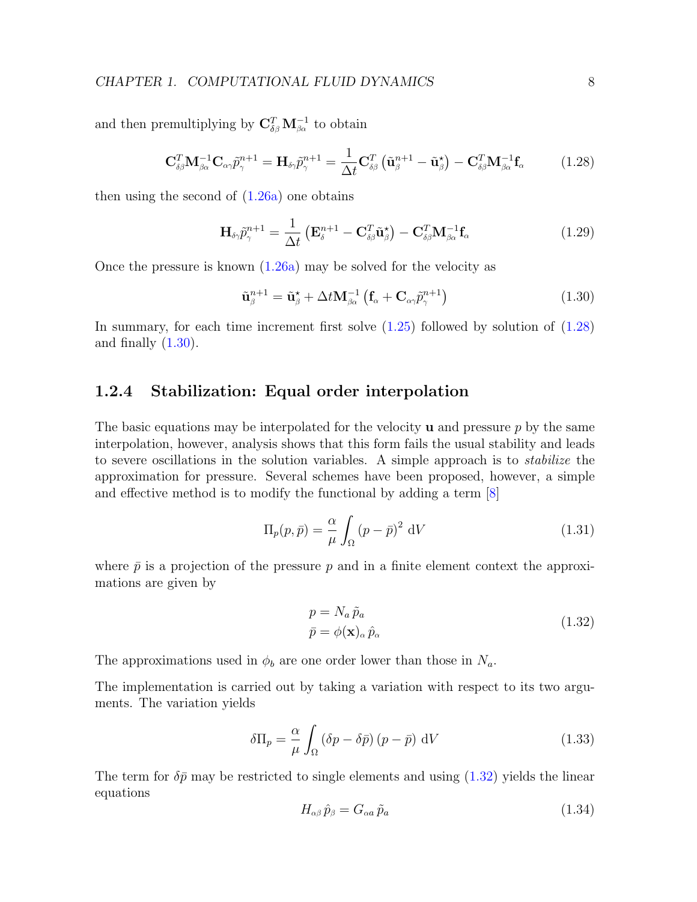and then premultiplying by $\mathbf{C}^T_{\delta\beta}\mathbf{M}^{-1}_{\beta\alpha}$ to obtain

$$
\mathbf{C}^T_{\delta\beta}\mathbf{M}^{-1}_{\beta\alpha}\mathbf{C}_{\alpha\gamma}\tilde{p}^{n+1}_{\gamma} = \mathbf{H}_{\delta\gamma}\tilde{p}^{n+1}_{\gamma} = \frac{1}{\Delta t}\mathbf{C}^T_{\delta\beta}\left(\tilde{\mathbf{u}}^{n+1}_{\beta} - \tilde{\mathbf{u}}^{\star}_{\beta}\right) - \mathbf{C}^T_{\delta\beta}\mathbf{M}^{-1}_{\beta\alpha}\mathbf{f}_{\alpha} \tag{1.28}
$$

then using the second of (1.26a) one obtains

$$
\mathbf{H}_{\delta\gamma}\tilde{p}^{n+1}_{\gamma} = \frac{1}{\Delta t}\left(\mathbf{E}^{n+1}_{\delta} - \mathbf{C}^T_{\delta\beta}\tilde{\mathbf{u}}^{\star}_{\beta}\right) - \mathbf{C}^T_{\delta\beta}\mathbf{M}^{-1}_{\beta\alpha}\mathbf{f}_{\alpha} \tag{1.29}
$$

Once the pressure is known (1.26a) may be solved for the velocity as

$$
\tilde{\mathbf{u}}^{n+1}_{\beta} = \tilde{\mathbf{u}}^{\star}_{\beta} + \Delta t\mathbf{M}^{-1}_{\beta\alpha}\left(\mathbf{f}_{\alpha} + \mathbf{C}_{\alpha\gamma}\tilde{p}^{n+1}_{\gamma}\right) \tag{1.30}
$$

In summary, for each time increment first solve (1.25) followed by solution of (1.28) and finally (1.30).

### 1.2.4 Stabilization: Equal order interpolation

The basic equations may be interpolated for the velocity $\mathbf{u}$ and pressure $p$ by the same interpolation, however, analysis shows that this form fails the usual stability and leads to severe oscillations in the solution variables. A simple approach is to *stabilize* the approximation for pressure. Several schemes have been proposed, however, a simple and effective method is to modify the functional by adding a term [8]

$$
\Pi_p(p, \bar{p}) = \frac{\alpha}{\mu}\int_{\Omega}\left(p - \bar{p}\right)^2 \, \mathrm{d}V \tag{1.31}
$$

where $\bar{p}$ is a projection of the pressure $p$ and in a finite element context the approximations are given by

$$
\begin{aligned}
p &= N_a\,\tilde{p}_a \\
\bar{p} &= \phi(\mathbf{x})_{\alpha}\,\hat{p}_{\alpha}
\end{aligned} \tag{1.32}
$$

The approximations used in $\phi_b$ are one order lower than those in $N_a$.

The implementation is carried out by taking a variation with respect to its two arguments. The variation yields

$$
\delta\Pi_p = \frac{\alpha}{\mu}\int_{\Omega}\left(\delta p - \delta\bar{p}\right)\left(p - \bar{p}\right)\, \mathrm{d}V \tag{1.33}
$$

The term for $\delta\bar{p}$ may be restricted to single elements and using (1.32) yields the linear equations

$$
H_{\alpha\beta}\,\hat{p}_{\beta} = G_{\alpha a}\,\tilde{p}_a \tag{1.34}
$$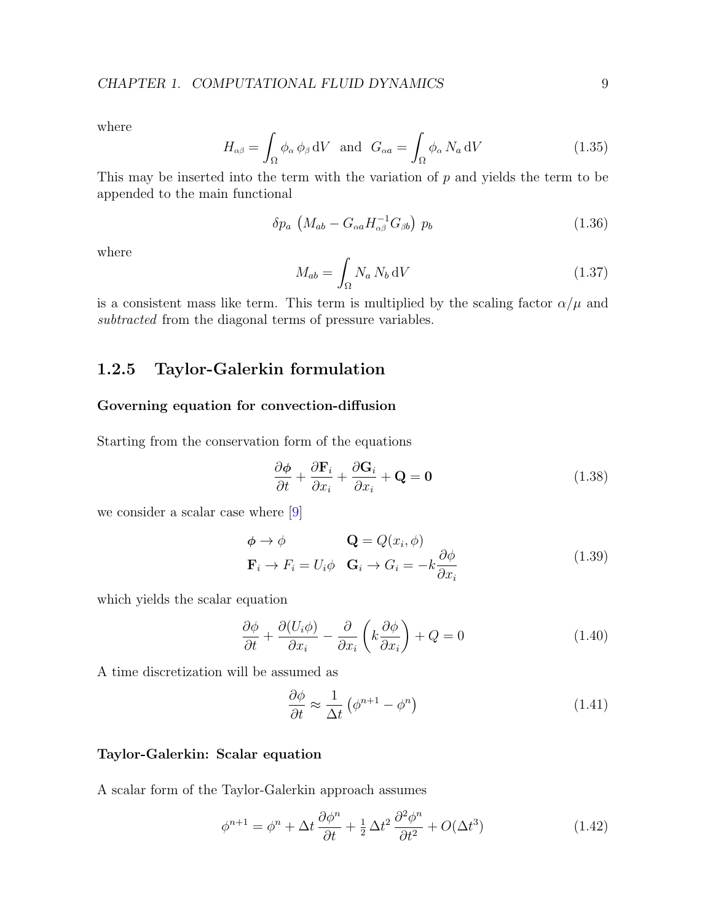where

$$H_{\alpha\beta} = \int_\Omega \phi_\alpha \, \phi_\beta \, \mathrm{d}V \quad \text{and} \quad G_{\alpha a} = \int_\Omega \phi_\alpha \, N_a \, \mathrm{d}V \tag{1.35}$$

This may be inserted into the term with the variation of $p$ and yields the term to be appended to the main functional

$$\delta p_a \, \left( M_{ab} - G_{\alpha a} H^{-1}_{\alpha\beta} G_{\beta b} \right) \, p_b \tag{1.36}$$

where

$$M_{ab} = \int_\Omega N_a \, N_b \, \mathrm{d}V \tag{1.37}$$

is a consistent mass like term. This term is multiplied by the scaling factor $\alpha/\mu$ and *subtracted* from the diagonal terms of pressure variables.

### 1.2.5 Taylor-Galerkin formulation

#### Governing equation for convection-diffusion

Starting from the conservation form of the equations

$$\frac{\partial \boldsymbol{\phi}}{\partial t} + \frac{\partial \mathbf{F}_i}{\partial x_i} + \frac{\partial \mathbf{G}_i}{\partial x_i} + \mathbf{Q} = \mathbf{0} \tag{1.38}$$

we consider a scalar case where [9]

$$\begin{array}{ll} \boldsymbol{\phi} \rightarrow \phi & \mathbf{Q} = Q(x_i, \phi) \\ \mathbf{F}_i \rightarrow F_i = U_i \phi & \mathbf{G}_i \rightarrow G_i = -k \dfrac{\partial \phi}{\partial x_i} \end{array} \tag{1.39}$$

which yields the scalar equation

$$\frac{\partial \phi}{\partial t} + \frac{\partial (U_i \phi)}{\partial x_i} - \frac{\partial}{\partial x_i} \left( k \frac{\partial \phi}{\partial x_i} \right) + Q = 0 \tag{1.40}$$

A time discretization will be assumed as

$$\frac{\partial \phi}{\partial t} \approx \frac{1}{\Delta t} \left( \phi^{n+1} - \phi^n \right) \tag{1.41}$$

#### Taylor-Galerkin: Scalar equation

A scalar form of the Taylor-Galerkin approach assumes

$$\phi^{n+1} = \phi^n + \Delta t \, \frac{\partial \phi^n}{\partial t} + \tfrac{1}{2} \, \Delta t^2 \, \frac{\partial^2 \phi^n}{\partial t^2} + O(\Delta t^3) \tag{1.42}$$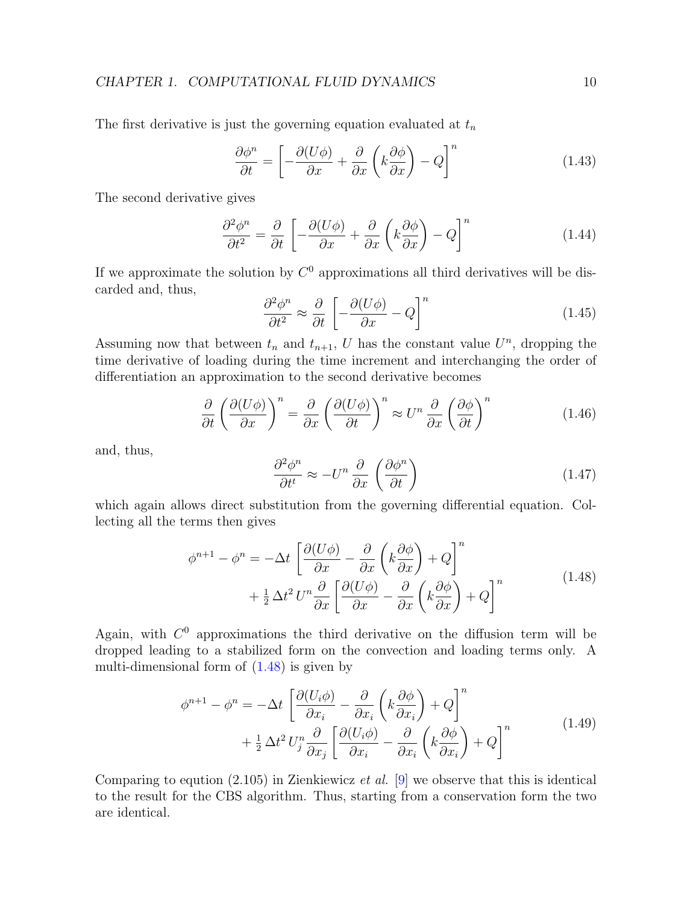The first derivative is just the governing equation evaluated at $t_n$

$$\frac{\partial \phi^n}{\partial t} = \left[ -\frac{\partial (U\phi)}{\partial x} + \frac{\partial}{\partial x}\left( k \frac{\partial \phi}{\partial x} \right) - Q \right]^n \tag{1.43}$$

The second derivative gives

$$\frac{\partial^2 \phi^n}{\partial t^2} = \frac{\partial}{\partial t} \left[ -\frac{\partial (U\phi)}{\partial x} + \frac{\partial}{\partial x}\left( k \frac{\partial \phi}{\partial x} \right) - Q \right]^n \tag{1.44}$$

If we approximate the solution by $C^0$ approximations all third derivatives will be discarded and, thus,

$$\frac{\partial^2 \phi^n}{\partial t^2} \approx \frac{\partial}{\partial t} \left[ -\frac{\partial (U\phi)}{\partial x} - Q \right]^n \tag{1.45}$$

Assuming now that between $t_n$ and $t_{n+1}$, $U$ has the constant value $U^n$, dropping the time derivative of loading during the time increment and interchanging the order of differentiation an approximation to the second derivative becomes

$$\frac{\partial}{\partial t} \left( \frac{\partial (U\phi)}{\partial x} \right)^n = \frac{\partial}{\partial x} \left( \frac{\partial (U\phi)}{\partial t} \right)^n \approx U^n \, \frac{\partial}{\partial x} \left( \frac{\partial \phi}{\partial t} \right)^n \tag{1.46}$$

and, thus,

$$\frac{\partial^2 \phi^n}{\partial t^t} \approx -U^n \, \frac{\partial}{\partial x} \left( \frac{\partial \phi^n}{\partial t} \right) \tag{1.47}$$

which again allows direct substitution from the governing differential equation. Collecting all the terms then gives

$$\begin{aligned} \phi^{n+1} - \phi^n = & -\Delta t \, \left[ \frac{\partial (U\phi)}{\partial x} - \frac{\partial}{\partial x}\left( k \frac{\partial \phi}{\partial x} \right) + Q \right]^n \\ & + \tfrac{1}{2} \, \Delta t^2 \, U^n \frac{\partial}{\partial x} \left[ \frac{\partial (U\phi)}{\partial x} - \frac{\partial}{\partial x}\left( k \frac{\partial \phi}{\partial x} \right) + Q \right]^n \end{aligned} \tag{1.48}$$

Again, with $C^0$ approximations the third derivative on the diffusion term will be dropped leading to a stabilized form on the convection and loading terms only. A multi-dimensional form of (1.48) is given by

$$\begin{aligned} \phi^{n+1} - \phi^n = & -\Delta t \, \left[ \frac{\partial (U_i\phi)}{\partial x_i} - \frac{\partial}{\partial x_i}\left( k \frac{\partial \phi}{\partial x_i} \right) + Q \right]^n \\ & + \tfrac{1}{2} \, \Delta t^2 \, U_j^n \frac{\partial}{\partial x_j} \left[ \frac{\partial (U_i\phi)}{\partial x_i} - \frac{\partial}{\partial x_i}\left( k \frac{\partial \phi}{\partial x_i} \right) + Q \right]^n \end{aligned} \tag{1.49}$$

Comparing to eqution (2.105) in Zienkiewicz *et al.* [9] we observe that this is identical to the result for the CBS algorithm. Thus, starting from a conservation form the two are identical.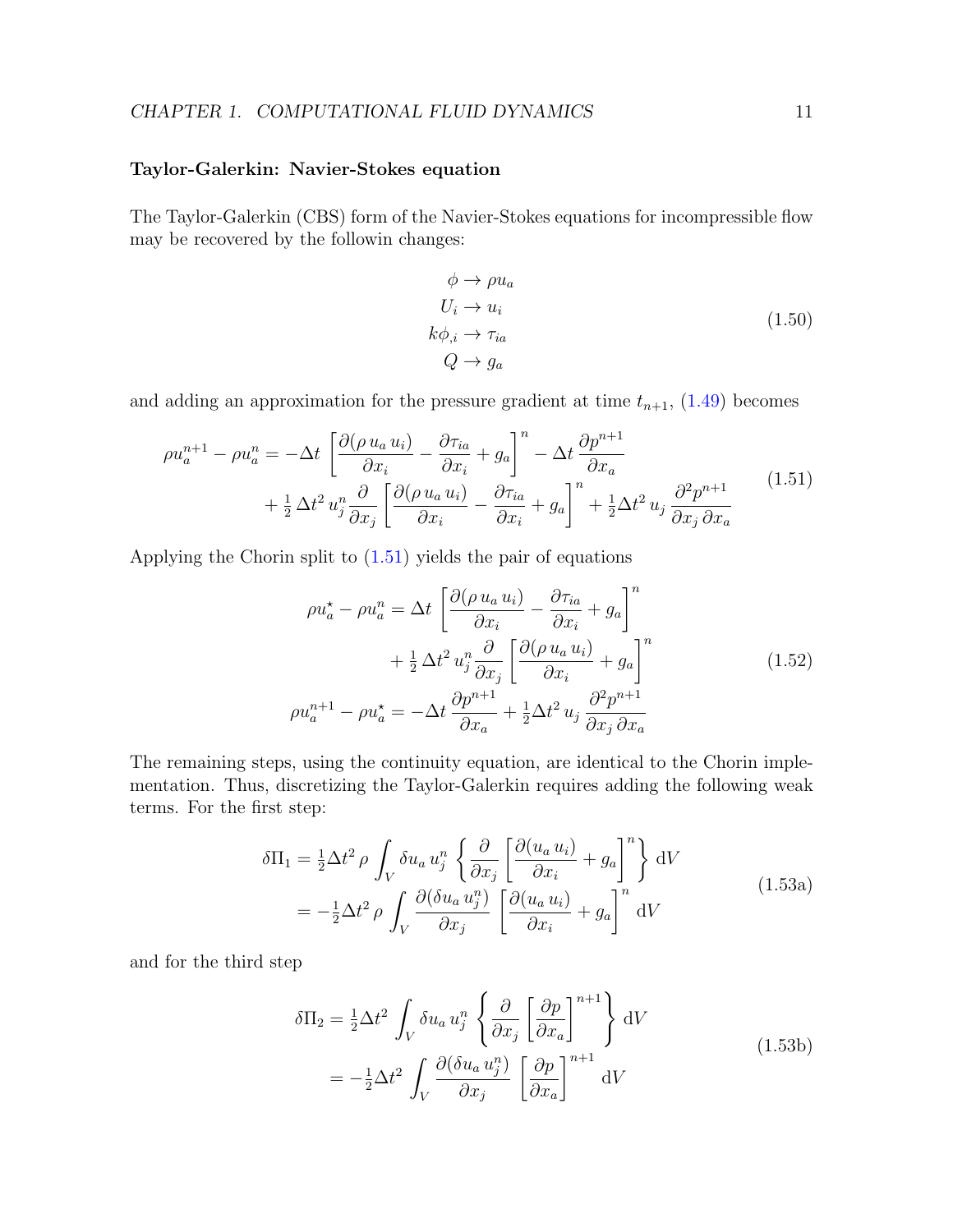### Taylor-Galerkin: Navier-Stokes equation

The Taylor-Galerkin (CBS) form of the Navier-Stokes equations for incompressible flow may be recovered by the followin changes:

$$
\begin{aligned}
\phi &\to \rho u_a \\
U_i &\to u_i \\
k\phi_{,i} &\to \tau_{ia} \\
Q &\to g_a
\end{aligned}
\tag{1.50}
$$

and adding an approximation for the pressure gradient at time $t_{n+1}$, (1.49) becomes

$$
\begin{aligned}
\rho u_a^{n+1} - \rho u_a^n = &-\Delta t \left[ \frac{\partial(\rho\, u_a\, u_i)}{\partial x_i} - \frac{\partial \tau_{ia}}{\partial x_i} + g_a \right]^n - \Delta t\, \frac{\partial p^{n+1}}{\partial x_a} \\
&+ \tfrac{1}{2}\, \Delta t^2\, u_j^n \frac{\partial}{\partial x_j} \left[ \frac{\partial(\rho\, u_a\, u_i)}{\partial x_i} - \frac{\partial \tau_{ia}}{\partial x_i} + g_a \right]^n + \tfrac{1}{2} \Delta t^2\, u_j\, \frac{\partial^2 p^{n+1}}{\partial x_j\, \partial x_a}
\end{aligned}
\tag{1.51}
$$

Applying the Chorin split to (1.51) yields the pair of equations

$$
\begin{aligned}
\rho u_a^\star - \rho u_a^n &= \Delta t \left[ \frac{\partial(\rho\, u_a\, u_i)}{\partial x_i} - \frac{\partial \tau_{ia}}{\partial x_i} + g_a \right]^n \\
&\quad + \tfrac{1}{2}\, \Delta t^2\, u_j^n \frac{\partial}{\partial x_j} \left[ \frac{\partial(\rho\, u_a\, u_i)}{\partial x_i} + g_a \right]^n \\
\rho u_a^{n+1} - \rho u_a^\star &= -\Delta t\, \frac{\partial p^{n+1}}{\partial x_a} + \tfrac{1}{2} \Delta t^2\, u_j\, \frac{\partial^2 p^{n+1}}{\partial x_j\, \partial x_a}
\end{aligned}
\tag{1.52}
$$

The remaining steps, using the continuity equation, are identical to the Chorin implementation. Thus, discretizing the Taylor-Galerkin requires adding the following weak terms. For the first step:

$$
\begin{aligned}
\delta \Pi_1 &= \tfrac{1}{2} \Delta t^2\, \rho \int_V \delta u_a\, u_j^n \left\{ \frac{\partial}{\partial x_j} \left[ \frac{\partial(u_a\, u_i)}{\partial x_i} + g_a \right]^n \right\} \mathrm{d}V \\
&= -\tfrac{1}{2} \Delta t^2\, \rho \int_V \frac{\partial(\delta u_a\, u_j^n)}{\partial x_j} \left[ \frac{\partial(u_a\, u_i)}{\partial x_i} + g_a \right]^n \mathrm{d}V
\end{aligned}
\tag{1.53a}
$$

and for the third step

$$
\begin{aligned}
\delta \Pi_2 &= \tfrac{1}{2} \Delta t^2 \int_V \delta u_a\, u_j^n \left\{ \frac{\partial}{\partial x_j} \left[ \frac{\partial p}{\partial x_a} \right]^{n+1} \right\} \mathrm{d}V \\
&= -\tfrac{1}{2} \Delta t^2 \int_V \frac{\partial(\delta u_a\, u_j^n)}{\partial x_j} \left[ \frac{\partial p}{\partial x_a} \right]^{n+1} \mathrm{d}V
\end{aligned}
\tag{1.53b}
$$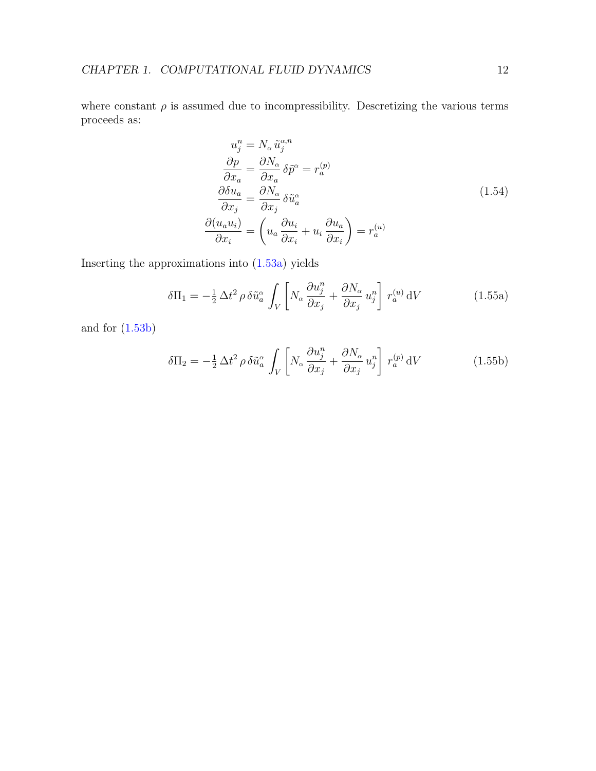where constant $\rho$ is assumed due to incompressibility. Descretizing the various terms proceeds as:

$$
\begin{aligned}
u_j^n &= N_\alpha \, \tilde{u}_j^{\alpha,n} \\
\frac{\partial p}{\partial x_a} &= \frac{\partial N_\alpha}{\partial x_a} \, \delta\tilde{p}^\alpha = r_a^{(p)} \\
\frac{\partial \delta u_a}{\partial x_j} &= \frac{\partial N_\alpha}{\partial x_j} \, \delta\tilde{u}_a^\alpha \\
\frac{\partial (u_a u_i)}{\partial x_i} &= \left( u_a \, \frac{\partial u_i}{\partial x_i} + u_i \, \frac{\partial u_a}{\partial x_i} \right) = r_a^{(u)}
\end{aligned}
\tag{1.54}
$$

Inserting the approximations into (1.53a) yields

$$
\delta\Pi_1 = -\tfrac{1}{2} \, \Delta t^2 \, \rho \, \delta\tilde{u}_a^\alpha \int_V \left[ N_\alpha \, \frac{\partial u_j^n}{\partial x_j} + \frac{\partial N_\alpha}{\partial x_j} \, u_j^n \right] \, r_a^{(u)} \, \mathrm{d}V \tag{1.55a}
$$

and for (1.53b)

$$
\delta\Pi_2 = -\tfrac{1}{2} \, \Delta t^2 \, \rho \, \delta\tilde{u}_a^\alpha \int_V \left[ N_\alpha \, \frac{\partial u_j^n}{\partial x_j} + \frac{\partial N_\alpha}{\partial x_j} \, u_j^n \right] \, r_a^{(p)} \, \mathrm{d}V \tag{1.55b}
$$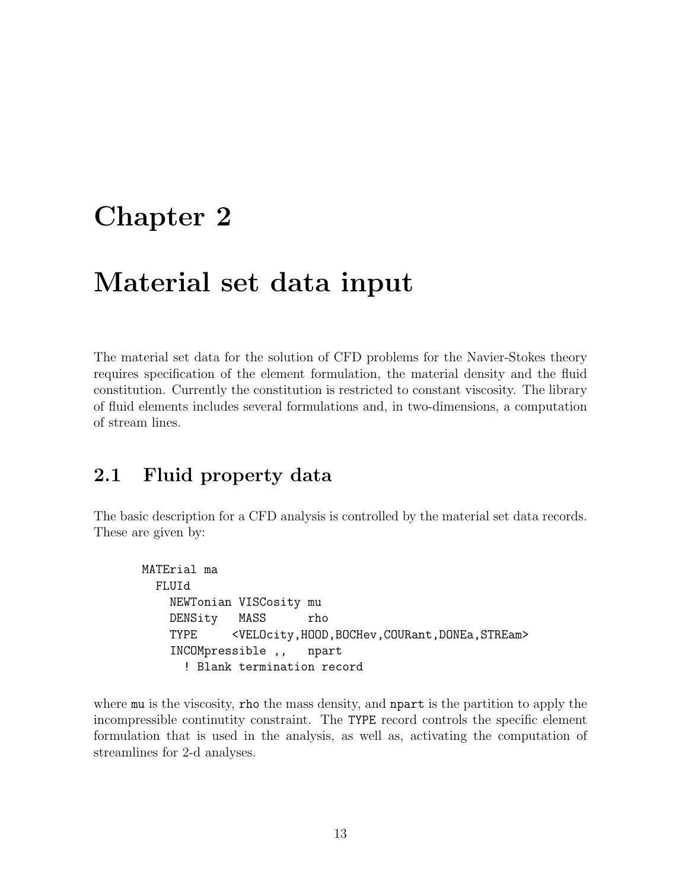# Chapter 2

# Material set data input

The material set data for the solution of CFD problems for the Navier-Stokes theory requires specification of the element formulation, the material density and the fluid constitution. Currently the constitution is restricted to constant viscosity. The library of fluid elements includes several formulations and, in two-dimensions, a computation of stream lines.

## 2.1 Fluid property data

The basic description for a CFD analysis is controlled by the material set data records. These are given by:

```
MATErial ma
  FLUId
    NEWTonian VISCosity mu
    DENSity   MASS      rho
    TYPE     <VELOcity,HOOD,BOCHev,COURant,DONEa,STREam>
    INCOMpressible ,,   npart
      ! Blank termination record
```

where `mu` is the viscosity, `rho` the mass density, and `npart` is the partition to apply the incompressible continutity constraint. The `TYPE` record controls the specific element formulation that is used in the analysis, as well as, activating the computation of streamlines for 2-d analyses.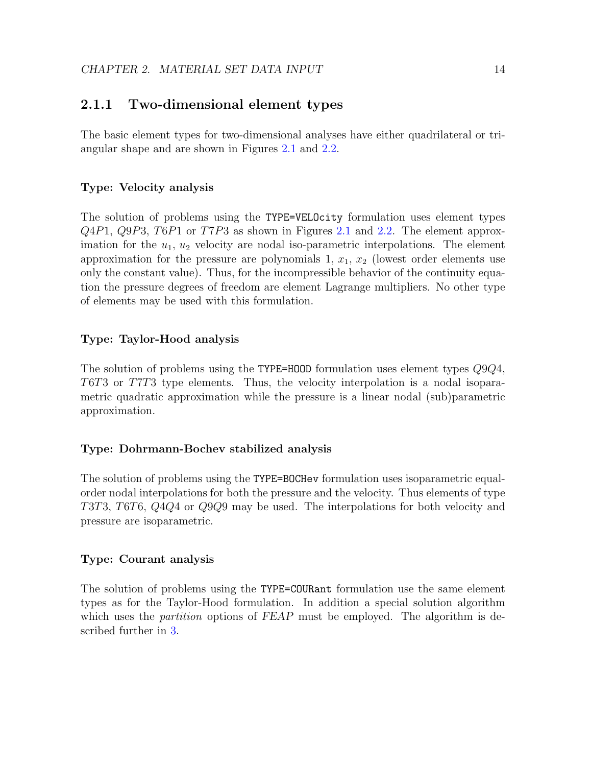### 2.1.1 Two-dimensional element types

The basic element types for two-dimensional analyses have either quadrilateral or triangular shape and are shown in Figures 2.1 and 2.2.

#### Type: Velocity analysis

The solution of problems using the `TYPE=VELOcity` formulation uses element types $Q4P1$, $Q9P3$, $T6P1$ or $T7P3$ as shown in Figures 2.1 and 2.2. The element approximation for the $u_1$, $u_2$ velocity are nodal iso-parametric interpolations. The element approximation for the pressure are polynomials 1, $x_1$, $x_2$ (lowest order elements use only the constant value). Thus, for the incompressible behavior of the continuity equation the pressure degrees of freedom are element Lagrange multipliers. No other type of elements may be used with this formulation.

#### Type: Taylor-Hood analysis

The solution of problems using the `TYPE=HOOD` formulation uses element types $Q9Q4$, $T6T3$ or $T7T3$ type elements. Thus, the velocity interpolation is a nodal isoparametric quadratic approximation while the pressure is a linear nodal (sub)parametric approximation.

#### Type: Dohrmann-Bochev stabilized analysis

The solution of problems using the `TYPE=BOCHev` formulation uses isoparametric equal-order nodal interpolations for both the pressure and the velocity. Thus elements of type $T3T3$, $T6T6$, $Q4Q4$ or $Q9Q9$ may be used. The interpolations for both velocity and pressure are isoparametric.

#### Type: Courant analysis

The solution of problems using the `TYPE=COURant` formulation use the same element types as for the Taylor-Hood formulation. In addition a special solution algorithm which uses the *partition* options of *FEAP* must be employed. The algorithm is described further in 3.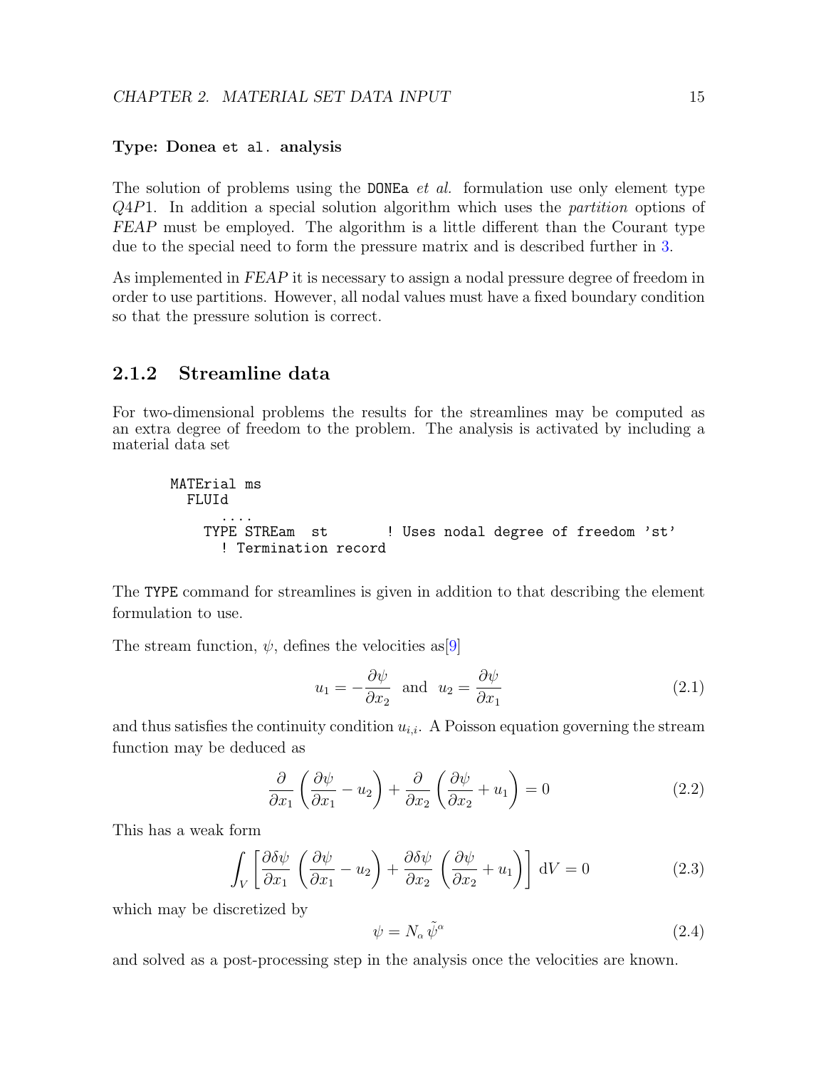**Type: Donea `et al.` analysis**

The solution of problems using the `DONEa` *et al.* formulation use only element type $Q4P1$. In addition a special solution algorithm which uses the *partition* options of *FEAP* must be employed. The algorithm is a little different than the Courant type due to the special need to form the pressure matrix and is described further in 3.

As implemented in *FEAP* it is necessary to assign a nodal pressure degree of freedom in order to use partitions. However, all nodal values must have a fixed boundary condition so that the pressure solution is correct.

### 2.1.2 Streamline data

For two-dimensional problems the results for the streamlines may be computed as an extra degree of freedom to the problem. The analysis is activated by including a material data set

```
MATErial ms
  FLUId
      ....
    TYPE STREam  st        ! Uses nodal degree of freedom 'st'
      ! Termination record
```

The `TYPE` command for streamlines is given in addition to that describing the element formulation to use.

The stream function, $\psi$, defines the velocities as[9]

$$u_1 = -\frac{\partial \psi}{\partial x_2} \quad \text{and} \quad u_2 = \frac{\partial \psi}{\partial x_1} \tag{2.1}$$

and thus satisfies the continuity condition $u_{i,i}$. A Poisson equation governing the stream function may be deduced as

$$\frac{\partial}{\partial x_1}\left(\frac{\partial \psi}{\partial x_1} - u_2\right) + \frac{\partial}{\partial x_2}\left(\frac{\partial \psi}{\partial x_2} + u_1\right) = 0 \tag{2.2}$$

This has a weak form

$$\int_V \left[\frac{\partial \delta\psi}{\partial x_1}\left(\frac{\partial \psi}{\partial x_1} - u_2\right) + \frac{\partial \delta\psi}{\partial x_2}\left(\frac{\partial \psi}{\partial x_2} + u_1\right)\right] \mathrm{d}V = 0 \tag{2.3}$$

which may be discretized by

$$\psi = N_\alpha \, \tilde{\psi}^\alpha \tag{2.4}$$

and solved as a post-processing step in the analysis once the velocities are known.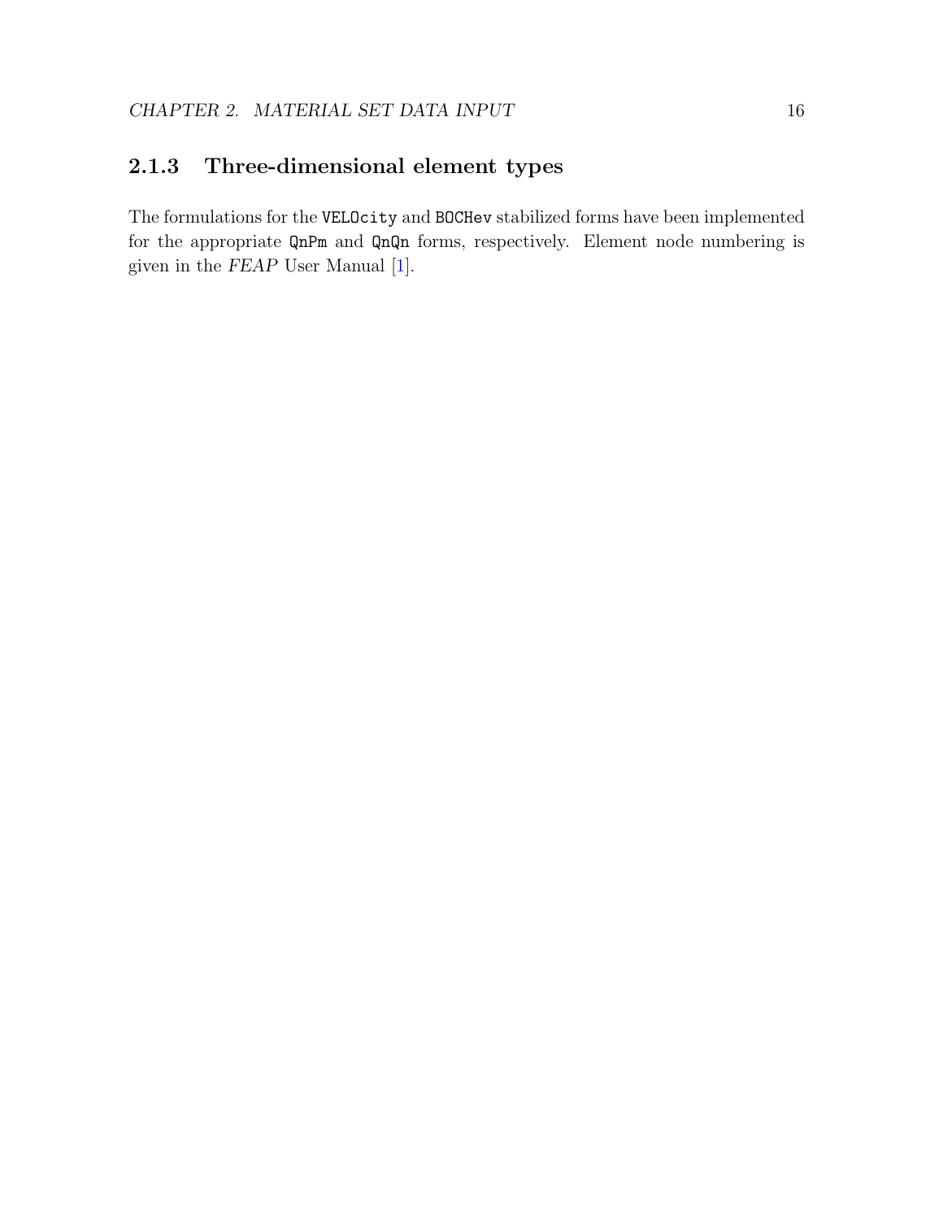### 2.1.3 Three-dimensional element types

The formulations for the `VELOcity` and `BOCHev` stabilized forms have been implemented for the appropriate `QnPm` and `QnQn` forms, respectively. Element node numbering is given in the *FEAP* User Manual [1].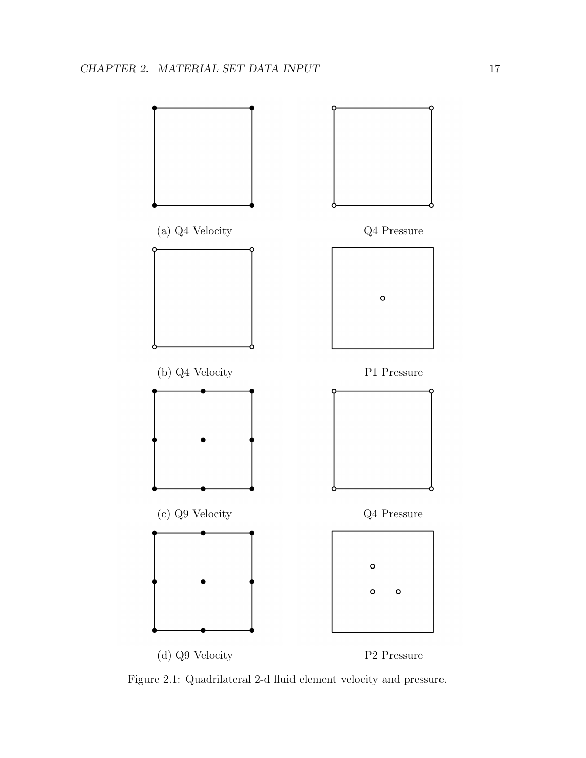(a) Q4 Velocity Q4 Pressure

(b) Q4 Velocity P1 Pressure

(c) Q9 Velocity Q4 Pressure

(d) Q9 Velocity P2 Pressure

Figure 2.1: Quadrilateral 2-d fluid element velocity and pressure.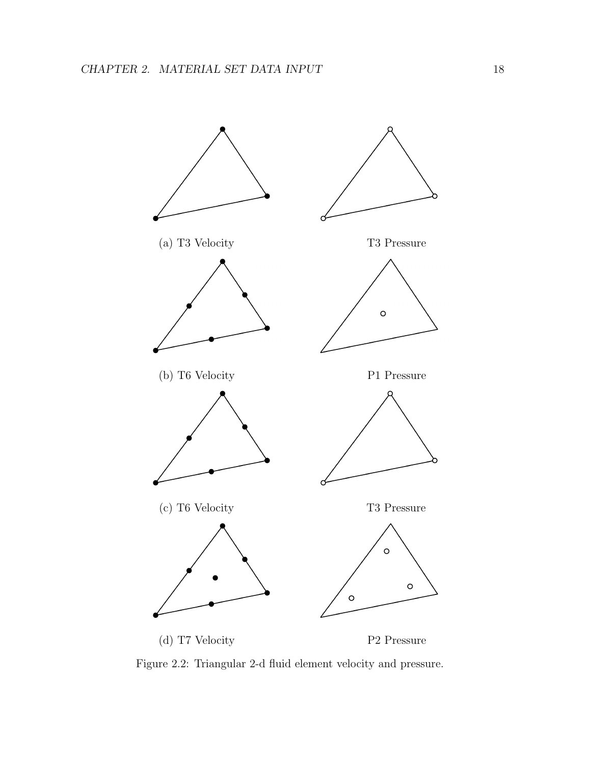(a) T3 Velocity T3 Pressure

(b) T6 Velocity P1 Pressure

(c) T6 Velocity T3 Pressure

(d) T7 Velocity P2 Pressure

Figure 2.2: Triangular 2-d fluid element velocity and pressure.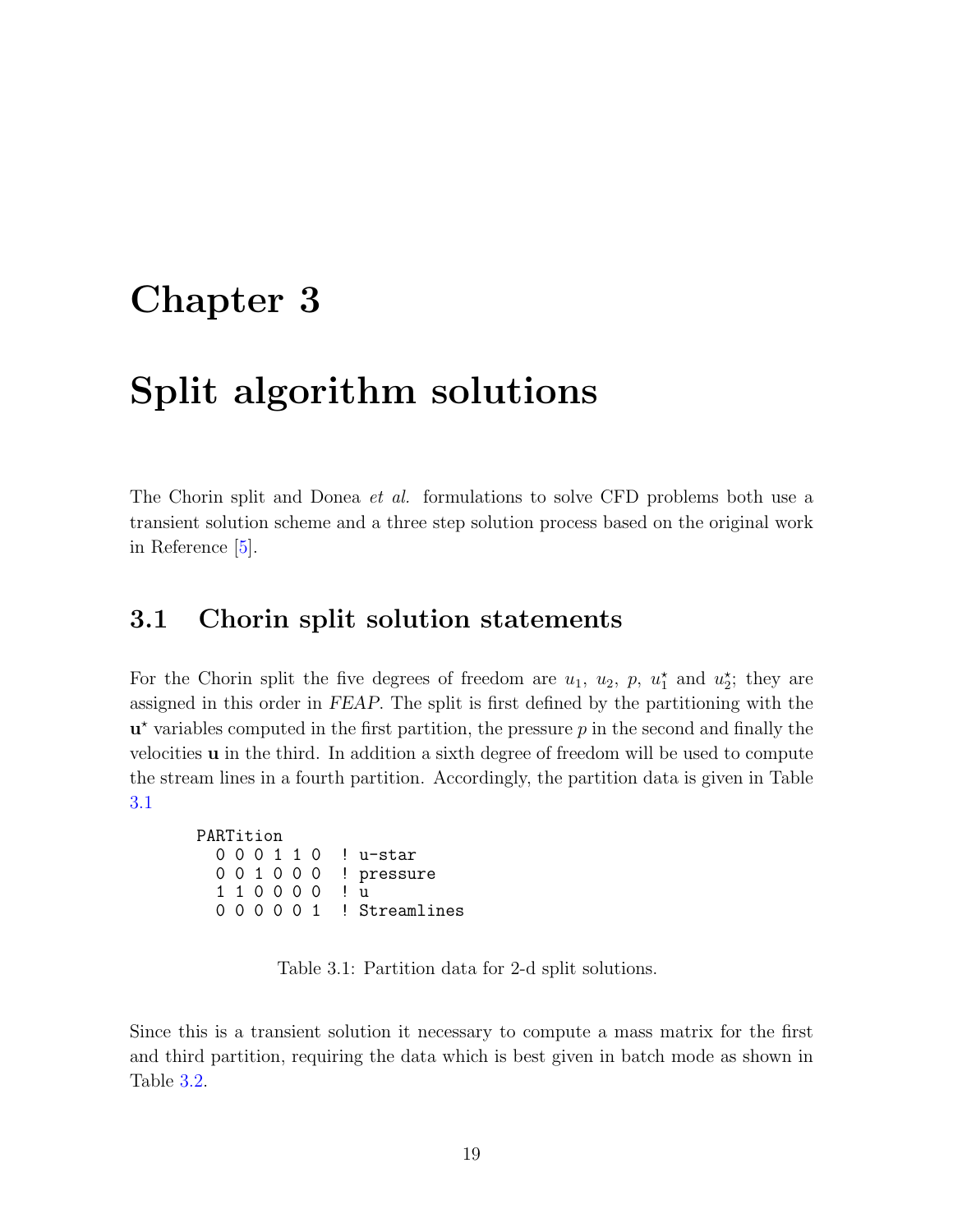# Chapter 3

# Split algorithm solutions

The Chorin split and Donea *et al.* formulations to solve CFD problems both use a transient solution scheme and a three step solution process based on the original work in Reference [5].

## 3.1 Chorin split solution statements

For the Chorin split the five degrees of freedom are $u_1$, $u_2$, $p$, $u_1^\star$ and $u_2^\star$; they are assigned in this order in *FEAP*. The split is first defined by the partitioning with the $\mathbf{u}^\star$ variables computed in the first partition, the pressure $p$ in the second and finally the velocities $\mathbf{u}$ in the third. In addition a sixth degree of freedom will be used to compute the stream lines in a fourth partition. Accordingly, the partition data is given in Table 3.1

```
PARTition
  0 0 0 1 1 0  ! u-star
  0 0 1 0 0 0  ! pressure
  1 1 0 0 0 0  ! u
  0 0 0 0 0 1  ! Streamlines
```

Table 3.1: Partition data for 2-d split solutions.

Since this is a transient solution it necessary to compute a mass matrix for the first and third partition, requiring the data which is best given in batch mode as shown in Table 3.2.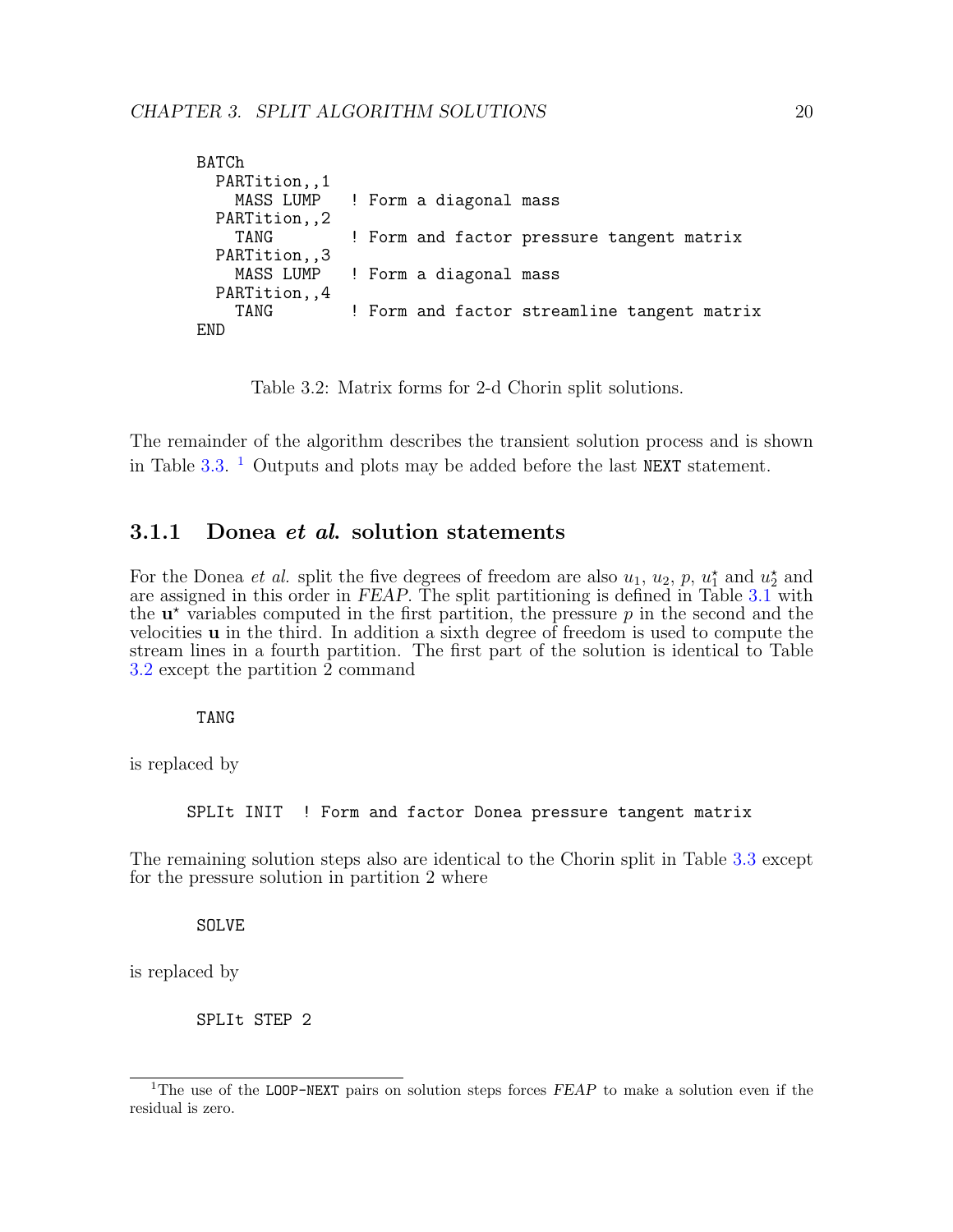```
BATCh
  PARTition,,1
    MASS LUMP   ! Form a diagonal mass
  PARTition,,2
    TANG        ! Form and factor pressure tangent matrix
  PARTition,,3
    MASS LUMP   ! Form a diagonal mass
  PARTition,,4
    TANG        ! Form and factor streamline tangent matrix
END
```

Table 3.2: Matrix forms for 2-d Chorin split solutions.

The remainder of the algorithm describes the transient solution process and is shown in Table 3.3. [1] Outputs and plots may be added before the last `NEXT` statement.

### 3.1.1 Donea *et al.* solution statements

For the Donea *et al.* split the five degrees of freedom are also $u_1$, $u_2$, $p$, $u_1^\star$ and $u_2^\star$ and are assigned in this order in *FEAP*. The split partitioning is defined in Table 3.1 with the $\mathbf{u}^\star$ variables computed in the first partition, the pressure $p$ in the second and the velocities $\mathbf{u}$ in the third. In addition a sixth degree of freedom is used to compute the stream lines in a fourth partition. The first part of the solution is identical to Table 3.2 except the partition 2 command

```
TANG
```

is replaced by

```
SPLIt INIT  ! Form and factor Donea pressure tangent matrix
```

The remaining solution steps also are identical to the Chorin split in Table 3.3 except for the pressure solution in partition 2 where

```
SOLVE
```

is replaced by

```
SPLIt STEP 2
```

[1] The use of the `LOOP-NEXT` pairs on solution steps forces *FEAP* to make a solution even if the residual is zero.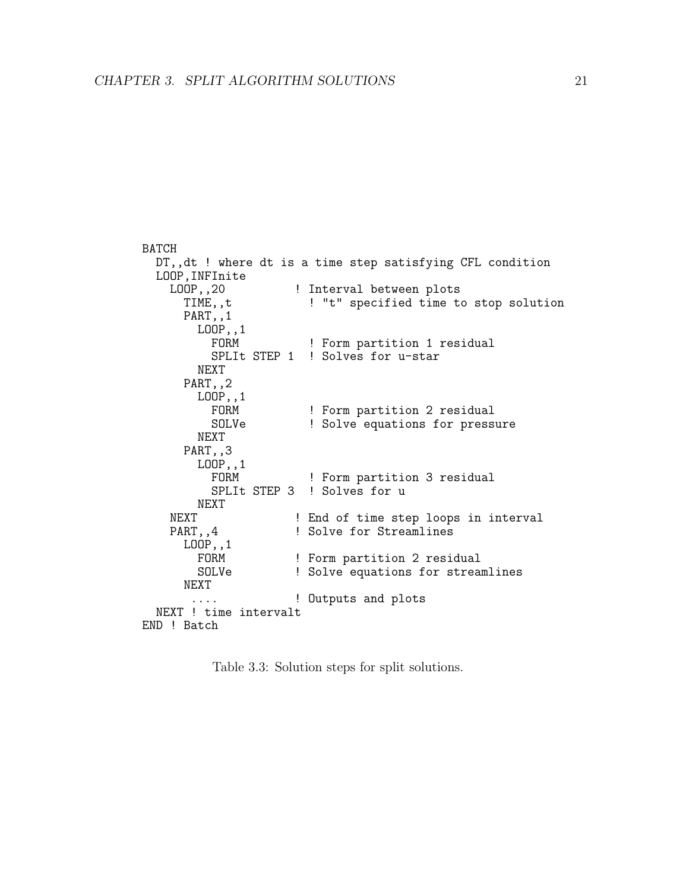```
BATCH
  DT,,dt ! where dt is a time step satisfying CFL condition
  LOOP,INFInite
    LOOP,,20          ! Interval between plots
      TIME,,t           ! "t" specified time to stop solution
      PART,,1
        LOOP,,1
          FORM          ! Form partition 1 residual
          SPLIt STEP 1  ! Solves for u-star
        NEXT
      PART,,2
        LOOP,,1
          FORM          ! Form partition 2 residual
          SOLVe         ! Solve equations for pressure
        NEXT
      PART,,3
        LOOP,,1
          FORM          ! Form partition 3 residual
          SPLIt STEP 3  ! Solves for u
        NEXT
    NEXT              ! End of time step loops in interval
    PART,,4           ! Solve for Streamlines
      LOOP,,1
        FORM          ! Form partition 2 residual
        SOLVe         ! Solve equations for streamlines
      NEXT
       ....           ! Outputs and plots
  NEXT ! time intervalt
END ! Batch
```

Table 3.3: Solution steps for split solutions.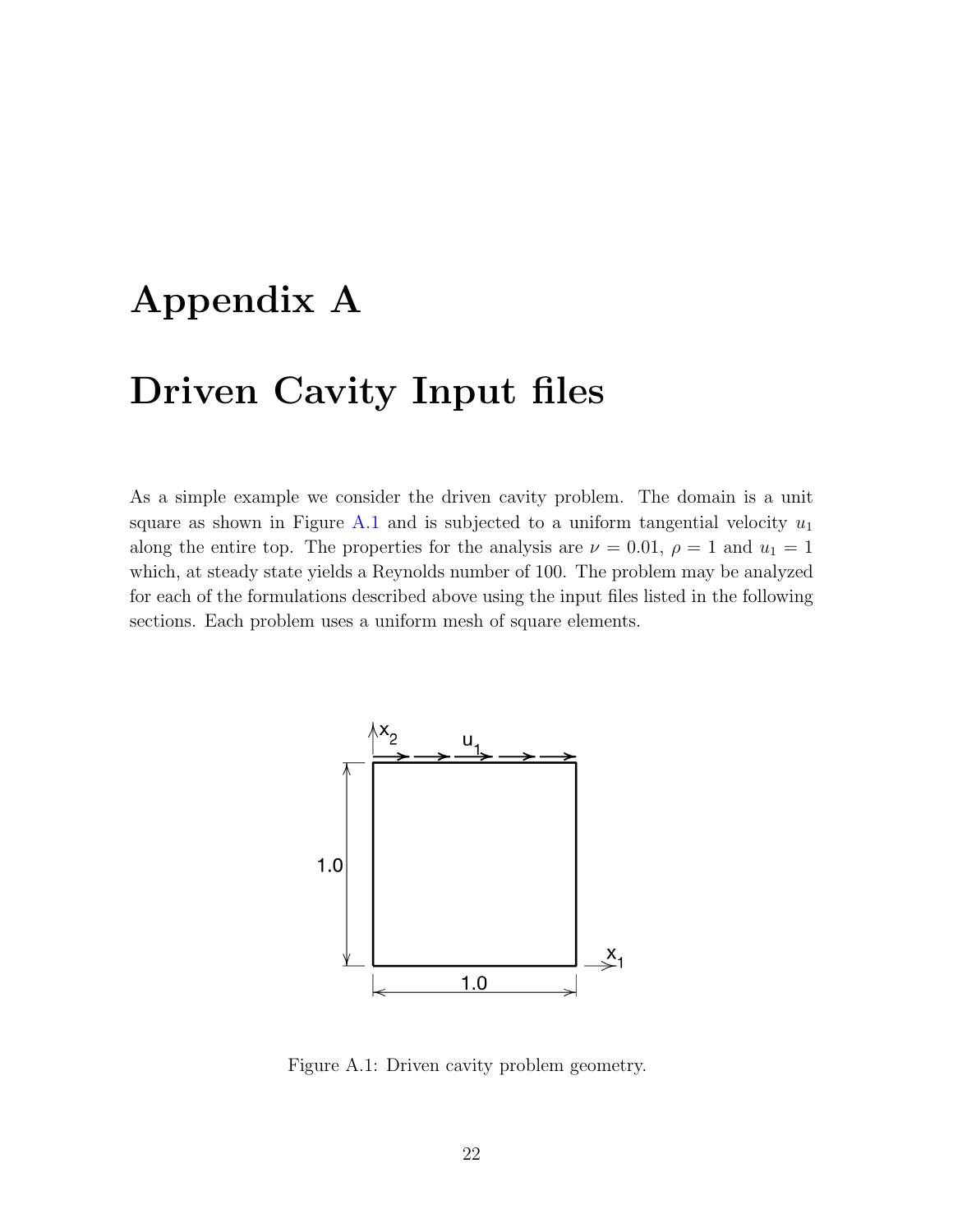# Appendix A

# Driven Cavity Input files

As a simple example we consider the driven cavity problem. The domain is a unit square as shown in Figure A.1 and is subjected to a uniform tangential velocity $u_1$ along the entire top. The properties for the analysis are $\nu = 0.01$, $\rho = 1$ and $u_1 = 1$ which, at steady state yields a Reynolds number of 100. The problem may be analyzed for each of the formulations described above using the input files listed in the following sections. Each problem uses a uniform mesh of square elements.

Figure A.1: Driven cavity problem geometry.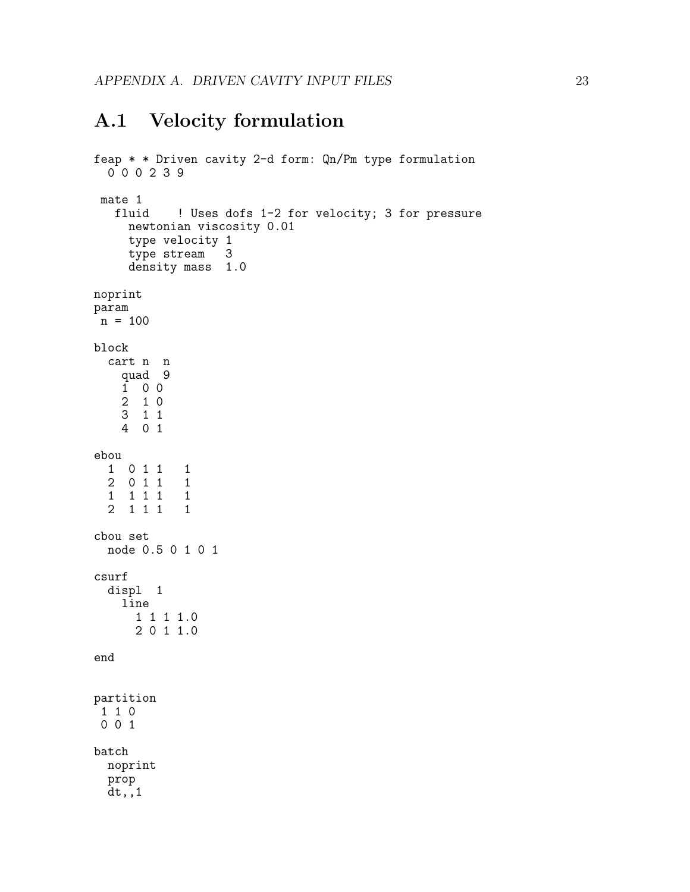## A.1 Velocity formulation

```
feap * * Driven cavity 2-d form: Qn/Pm type formulation
  0 0 0 2 3 9

 mate 1
   fluid    ! Uses dofs 1-2 for velocity; 3 for pressure
     newtonian viscosity 0.01
     type velocity 1
     type stream   3
     density mass  1.0

noprint
param
 n = 100

block
  cart n  n
    quad  9
    1  0 0
    2  1 0
    3  1 1
    4  0 1

ebou
  1  0 1 1   1
  2  0 1 1   1
  1  1 1 1   1
  2  1 1 1   1

cbou set
  node 0.5 0 1 0 1

csurf
  displ  1
    line
      1 1 1 1.0
      2 0 1 1.0

end


partition
 1 1 0
 0 0 1

batch
  noprint
  prop
  dt,,1
```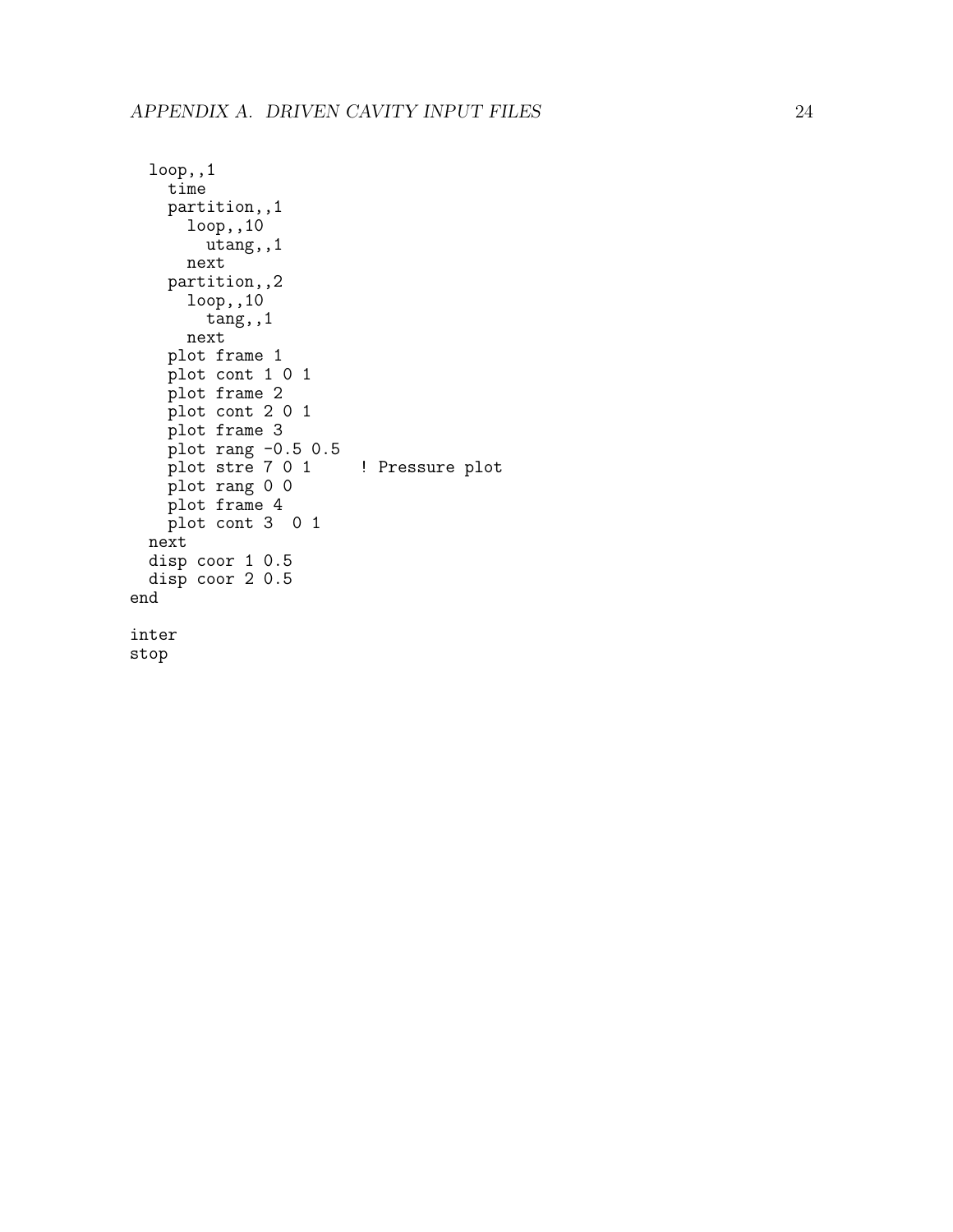```
  loop,,1
    time
    partition,,1
      loop,,10
        utang,,1
      next
    partition,,2
      loop,,10
        tang,,1
      next
    plot frame 1
    plot cont 1 0 1
    plot frame 2
    plot cont 2 0 1
    plot frame 3
    plot rang -0.5 0.5
    plot stre 7 0 1     ! Pressure plot
    plot rang 0 0
    plot frame 4
    plot cont 3  0 1
  next
  disp coor 1 0.5
  disp coor 2 0.5
end

inter
stop
```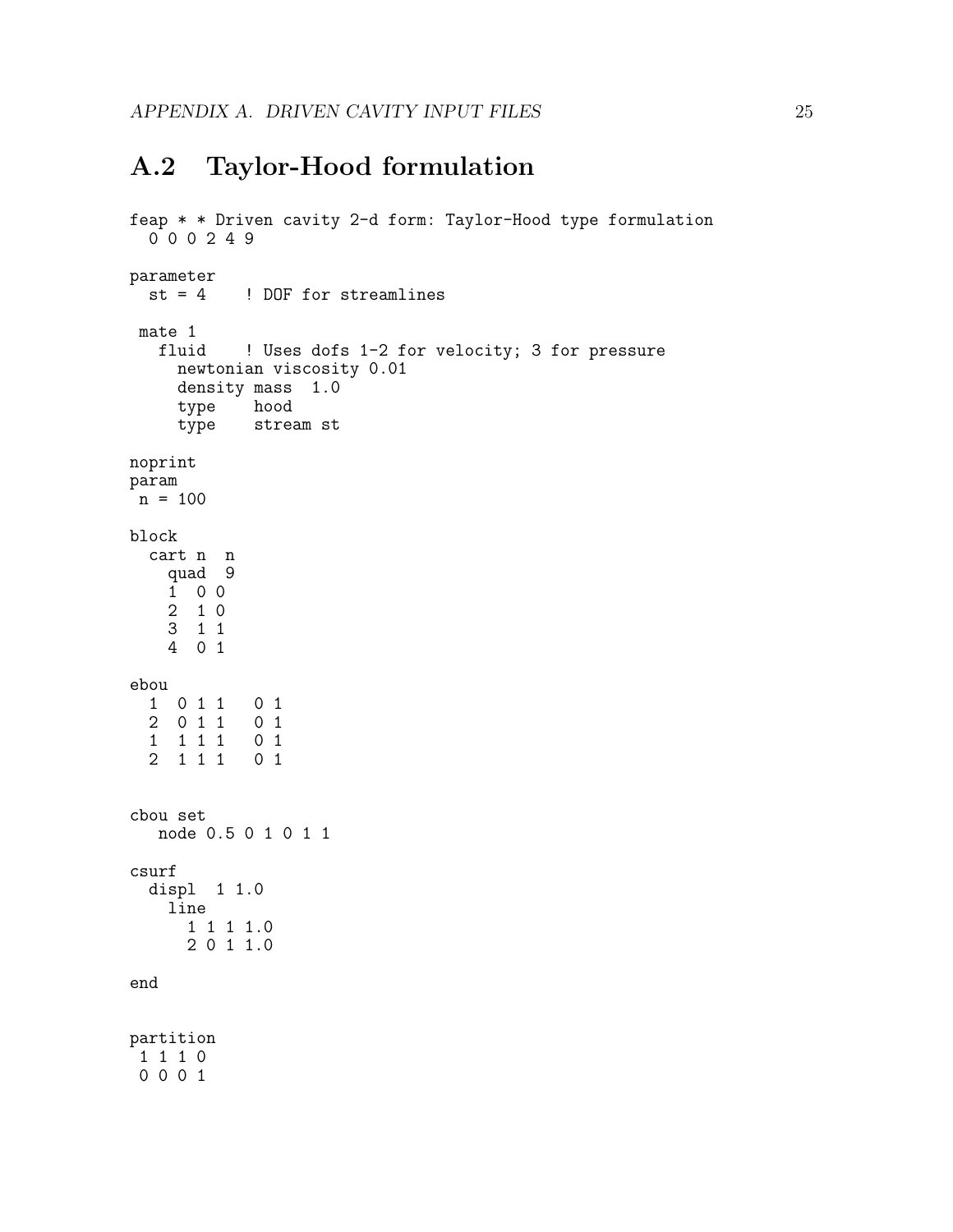## A.2 Taylor-Hood formulation

```
feap * * Driven cavity 2-d form: Taylor-Hood type formulation
  0 0 0 2 4 9

parameter
  st = 4    ! DOF for streamlines

 mate 1
   fluid    ! Uses dofs 1-2 for velocity; 3 for pressure
     newtonian viscosity 0.01
     density mass  1.0
     type    hood
     type    stream st

noprint
param
 n = 100

block
  cart n  n
    quad  9
    1  0 0
    2  1 0
    3  1 1
    4  0 1

ebou
  1  0 1 1   0 1
  2  0 1 1   0 1
  1  1 1 1   0 1
  2  1 1 1   0 1


cbou set
   node 0.5 0 1 0 1 1

csurf
  displ  1 1.0
    line
      1 1 1 1.0
      2 0 1 1.0

end


partition
 1 1 1 0
 0 0 0 1
```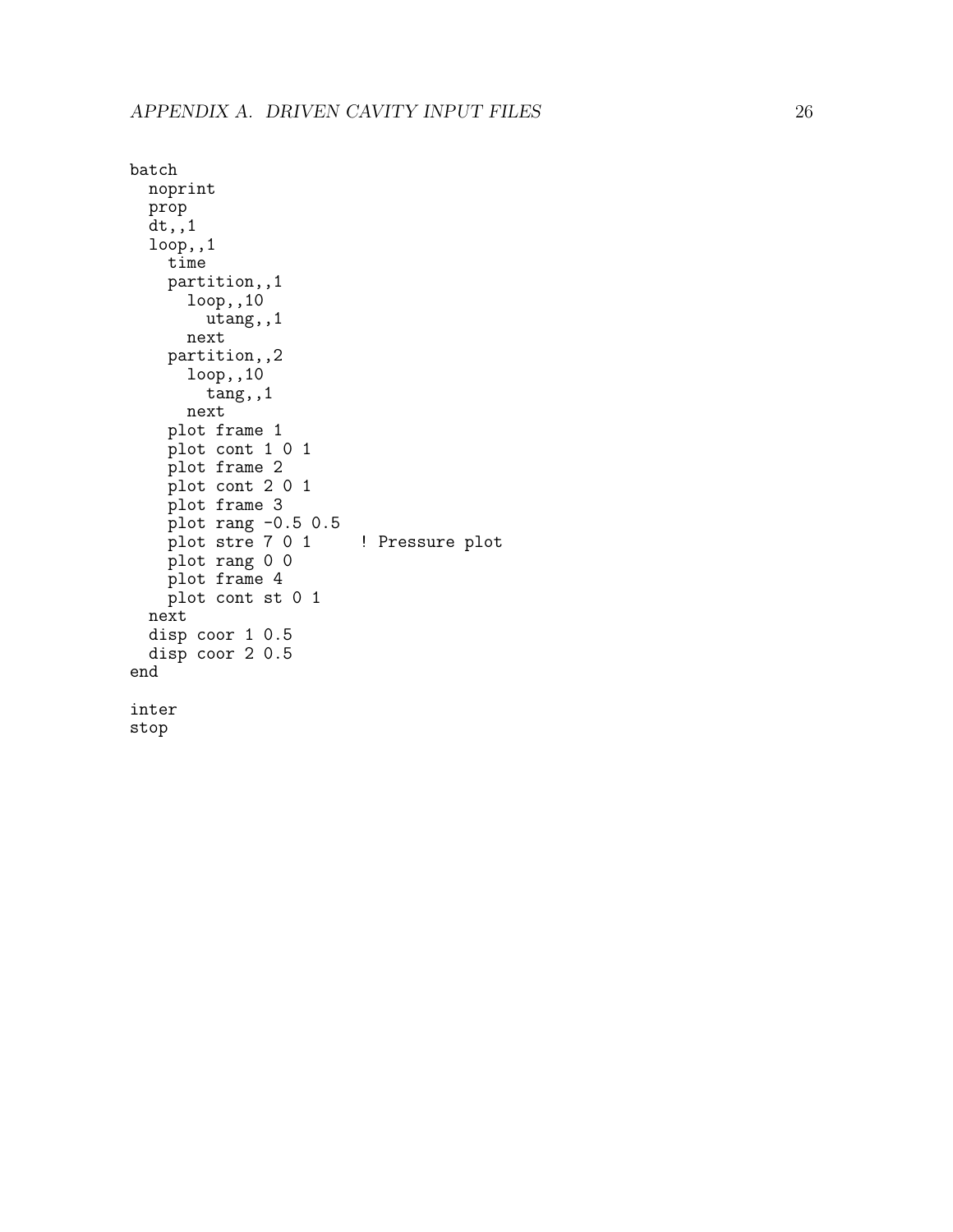```
batch
  noprint
  prop
  dt,,1
  loop,,1
    time
    partition,,1
      loop,,10
        utang,,1
      next
    partition,,2
      loop,,10
        tang,,1
      next
    plot frame 1
    plot cont 1 0 1
    plot frame 2
    plot cont 2 0 1
    plot frame 3
    plot rang -0.5 0.5
    plot stre 7 0 1     ! Pressure plot
    plot rang 0 0
    plot frame 4
    plot cont st 0 1
  next
  disp coor 1 0.5
  disp coor 2 0.5
end

inter
stop
```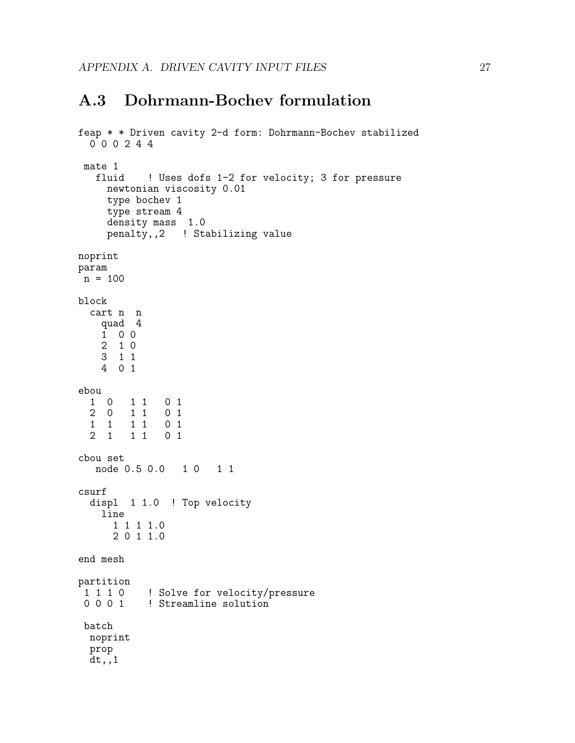## A.3 Dohrmann-Bochev formulation

```
feap * * Driven cavity 2-d form: Dohrmann-Bochev stabilized
  0 0 0 2 4 4

 mate 1
   fluid    ! Uses dofs 1-2 for velocity; 3 for pressure
     newtonian viscosity 0.01
     type bochev 1
     type stream 4
     density mass  1.0
     penalty,,2   ! Stabilizing value

noprint
param
 n = 100

block
  cart n  n
    quad  4
    1  0 0
    2  1 0
    3  1 1
    4  0 1

ebou
  1  0   1 1   0 1
  2  0   1 1   0 1
  1  1   1 1   0 1
  2  1   1 1   0 1

cbou set
   node 0.5 0.0   1 0   1 1

csurf
  displ  1 1.0  ! Top velocity
    line
      1 1 1 1.0
      2 0 1 1.0

end mesh

partition
 1 1 1 0    ! Solve for velocity/pressure
 0 0 0 1    ! Streamline solution

 batch
  noprint
  prop
  dt,,1
```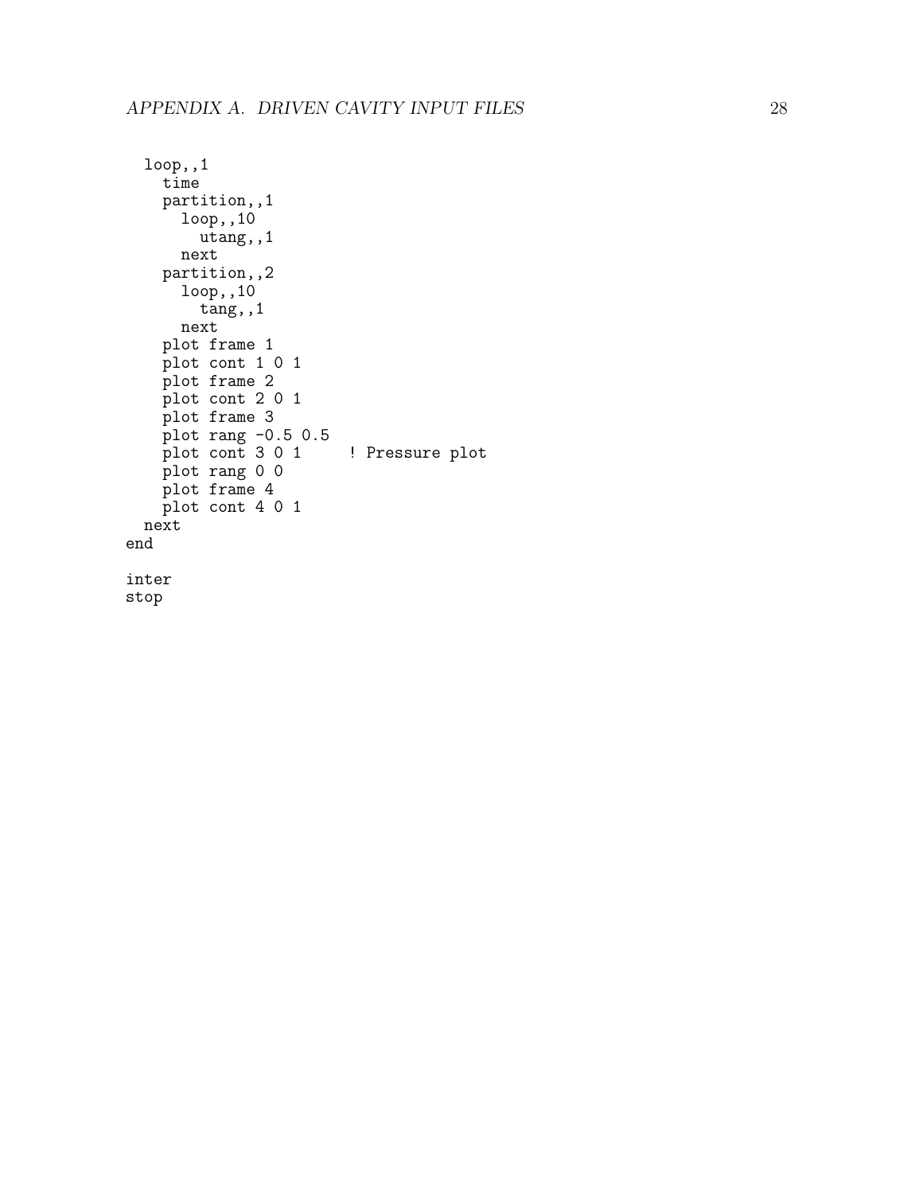```
  loop,,1
    time
    partition,,1
      loop,,10
        utang,,1
      next
    partition,,2
      loop,,10
        tang,,1
      next
    plot frame 1
    plot cont 1 0 1
    plot frame 2
    plot cont 2 0 1
    plot frame 3
    plot rang -0.5 0.5
    plot cont 3 0 1     ! Pressure plot
    plot rang 0 0
    plot frame 4
    plot cont 4 0 1
  next
end

inter
stop
```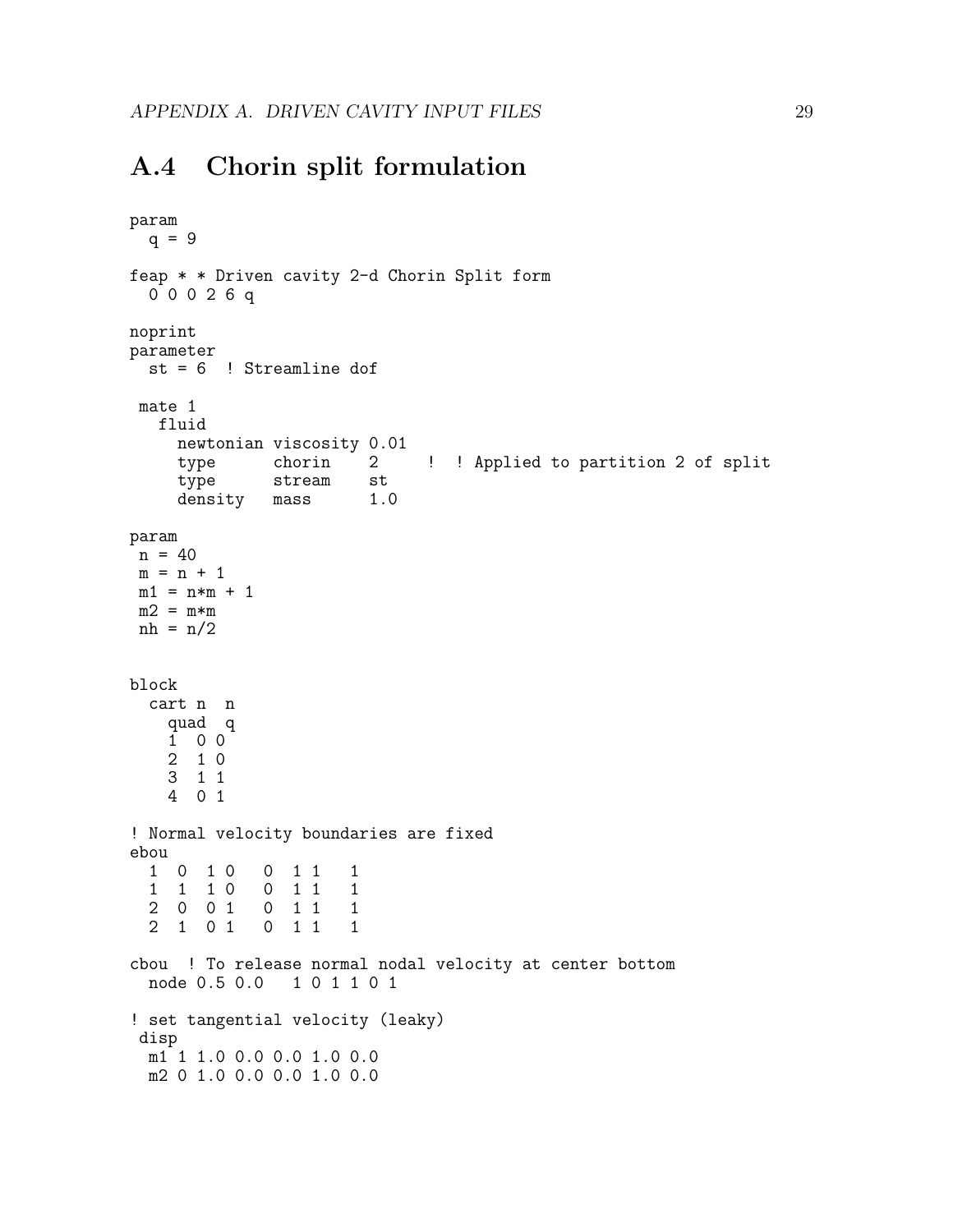## A.4 Chorin split formulation

```
param
  q = 9

feap * * Driven cavity 2-d Chorin Split form
  0 0 0 2 6 q

noprint
parameter
  st = 6  ! Streamline dof

 mate 1
   fluid
     newtonian viscosity 0.01
     type      chorin    2     !  ! Applied to partition 2 of split
     type      stream    st
     density   mass      1.0

param
 n = 40
 m = n + 1
 m1 = n*m + 1
 m2 = m*m
 nh = n/2


block
  cart n  n
    quad  q
    1  0 0
    2  1 0
    3  1 1
    4  0 1

! Normal velocity boundaries are fixed
ebou
  1  0  1 0   0  1 1   1
  1  1  1 0   0  1 1   1
  2  0  0 1   0  1 1   1
  2  1  0 1   0  1 1   1

cbou  ! To release normal nodal velocity at center bottom
  node 0.5 0.0   1 0 1 1 0 1

! set tangential velocity (leaky)
 disp
  m1 1 1.0 0.0 0.0 1.0 0.0
  m2 0 1.0 0.0 0.0 1.0 0.0
```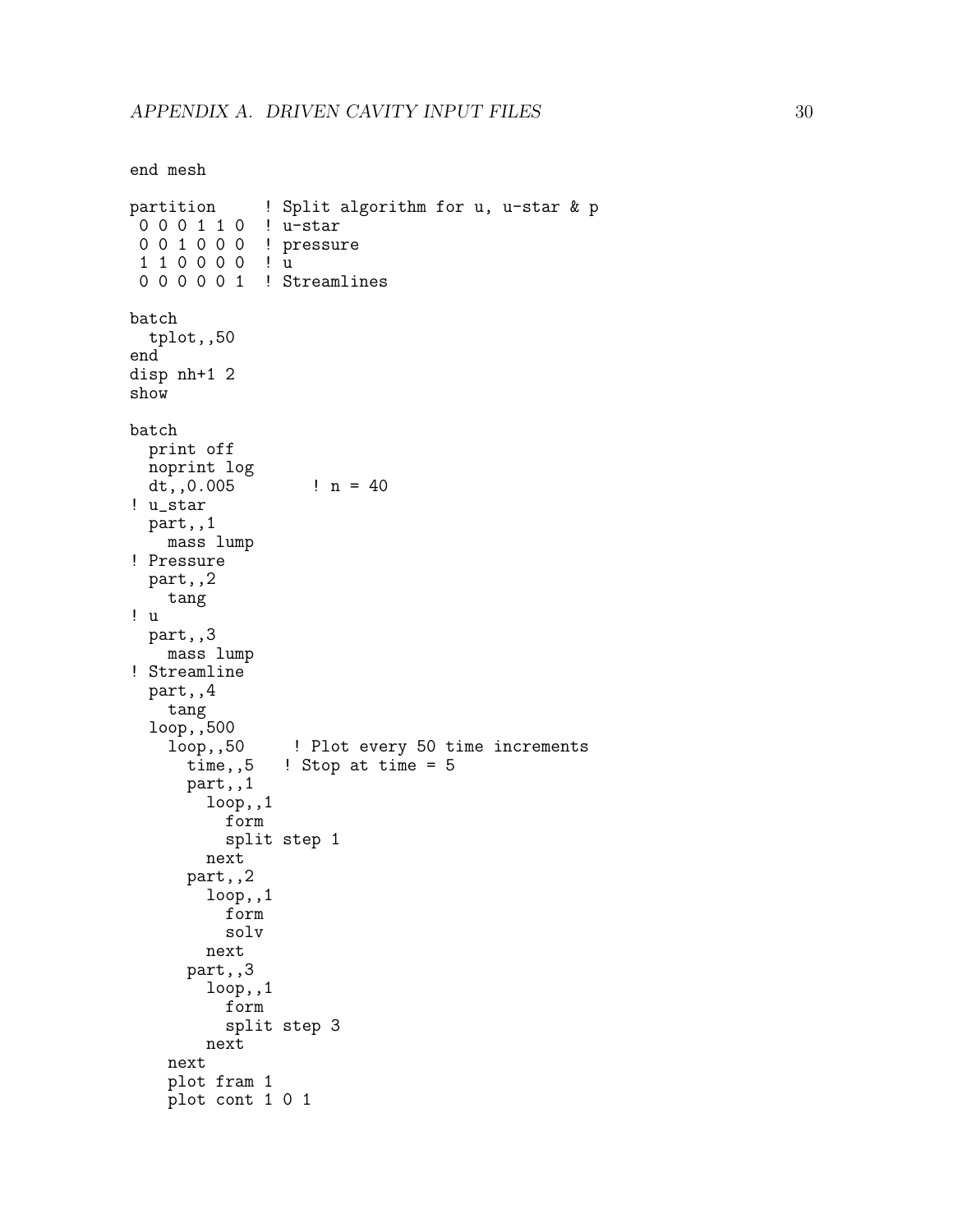```
end mesh

partition     ! Split algorithm for u, u-star & p
 0 0 0 1 1 0  ! u-star
 0 0 1 0 0 0  ! pressure
 1 1 0 0 0 0  ! u
 0 0 0 0 0 1  ! Streamlines

batch
  tplot,,50
end
disp nh+1 2
show

batch
  print off
  noprint log
  dt,,0.005        ! n = 40
! u_star
  part,,1
    mass lump
! Pressure
  part,,2
    tang
! u
  part,,3
    mass lump
! Streamline
  part,,4
    tang
  loop,,500
    loop,,50     ! Plot every 50 time increments
      time,,5   ! Stop at time = 5
      part,,1
        loop,,1
          form
          split step 1
        next
      part,,2
        loop,,1
          form
          solv
        next
      part,,3
        loop,,1
          form
          split step 3
        next
    next
    plot fram 1
    plot cont 1 0 1
```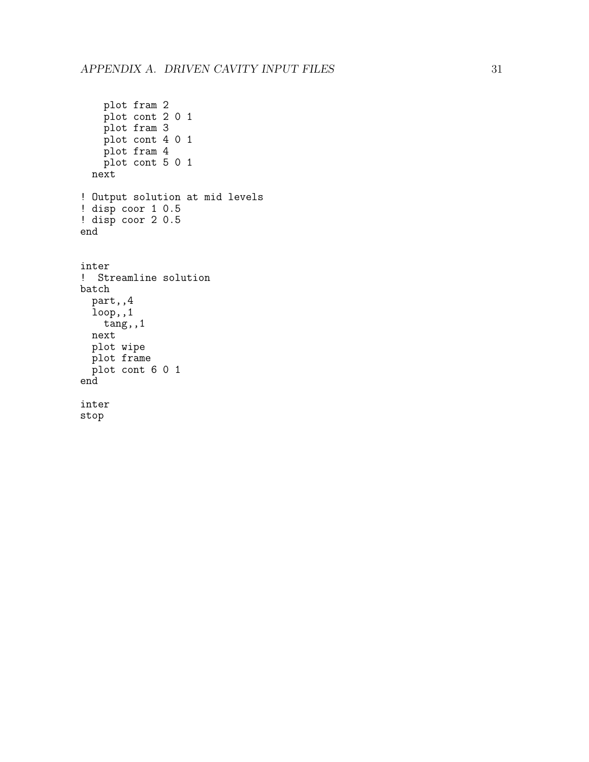```
    plot fram 2
    plot cont 2 0 1
    plot fram 3
    plot cont 4 0 1
    plot fram 4
    plot cont 5 0 1
  next

! Output solution at mid levels
! disp coor 1 0.5
! disp coor 2 0.5
end


inter
!  Streamline solution
batch
  part,,4
  loop,,1
    tang,,1
  next
  plot wipe
  plot frame
  plot cont 6 0 1
end

inter
stop
```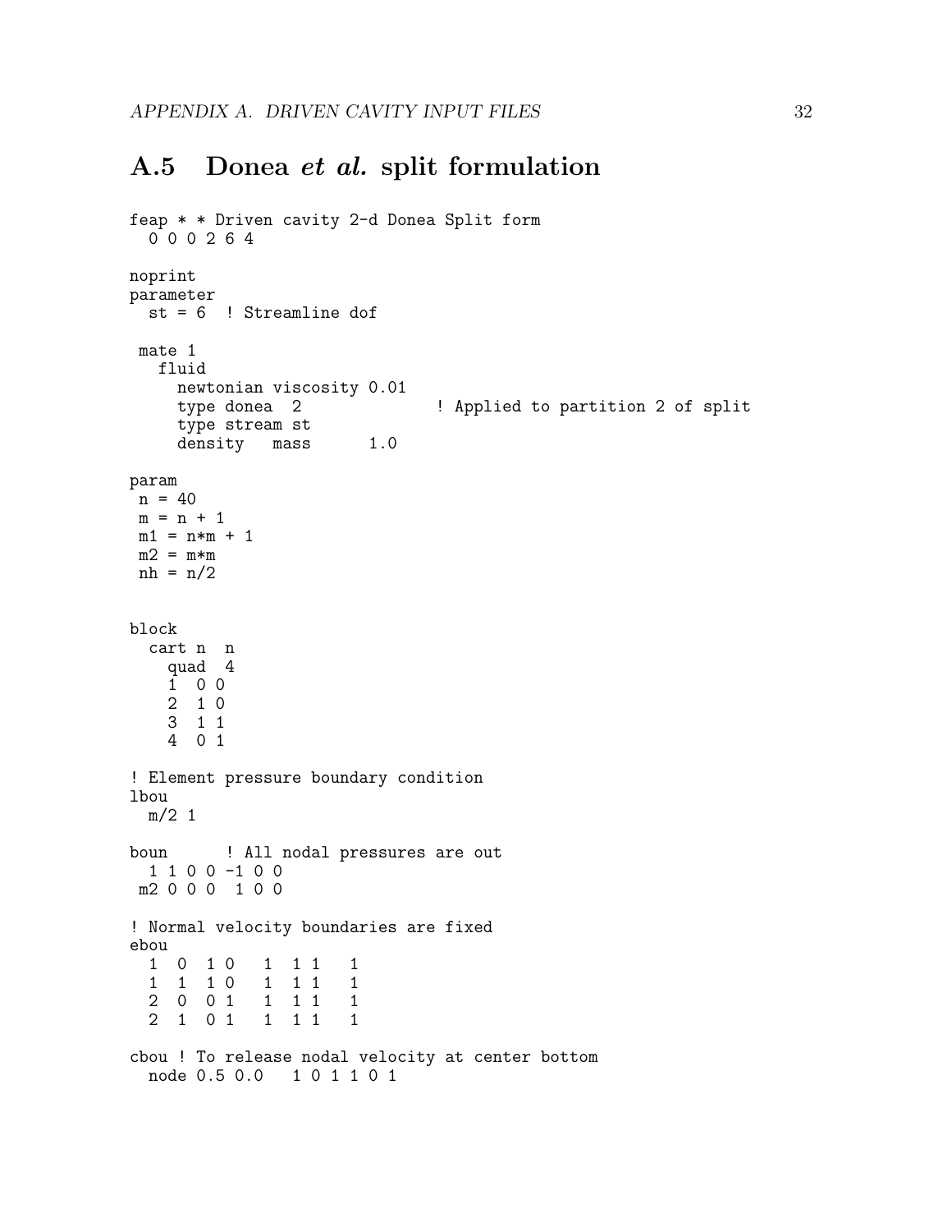## A.5 Donea *et al.* split formulation

```
feap * * Driven cavity 2-d Donea Split form
  0 0 0 2 6 4

noprint
parameter
  st = 6  ! Streamline dof

 mate 1
   fluid
     newtonian viscosity 0.01
     type donea  2              ! Applied to partition 2 of split
     type stream st
     density   mass      1.0

param
 n = 40
 m = n + 1
 m1 = n*m + 1
 m2 = m*m
 nh = n/2


block
  cart n  n
    quad  4
    1  0 0
    2  1 0
    3  1 1
    4  0 1

! Element pressure boundary condition
lbou
  m/2 1

boun      ! All nodal pressures are out
  1 1 0 0 -1 0 0
 m2 0 0 0  1 0 0

! Normal velocity boundaries are fixed
ebou
  1  0  1 0   1  1 1   1
  1  1  1 0   1  1 1   1
  2  0  0 1   1  1 1   1
  2  1  0 1   1  1 1   1

cbou ! To release nodal velocity at center bottom
  node 0.5 0.0   1 0 1 1 0 1
```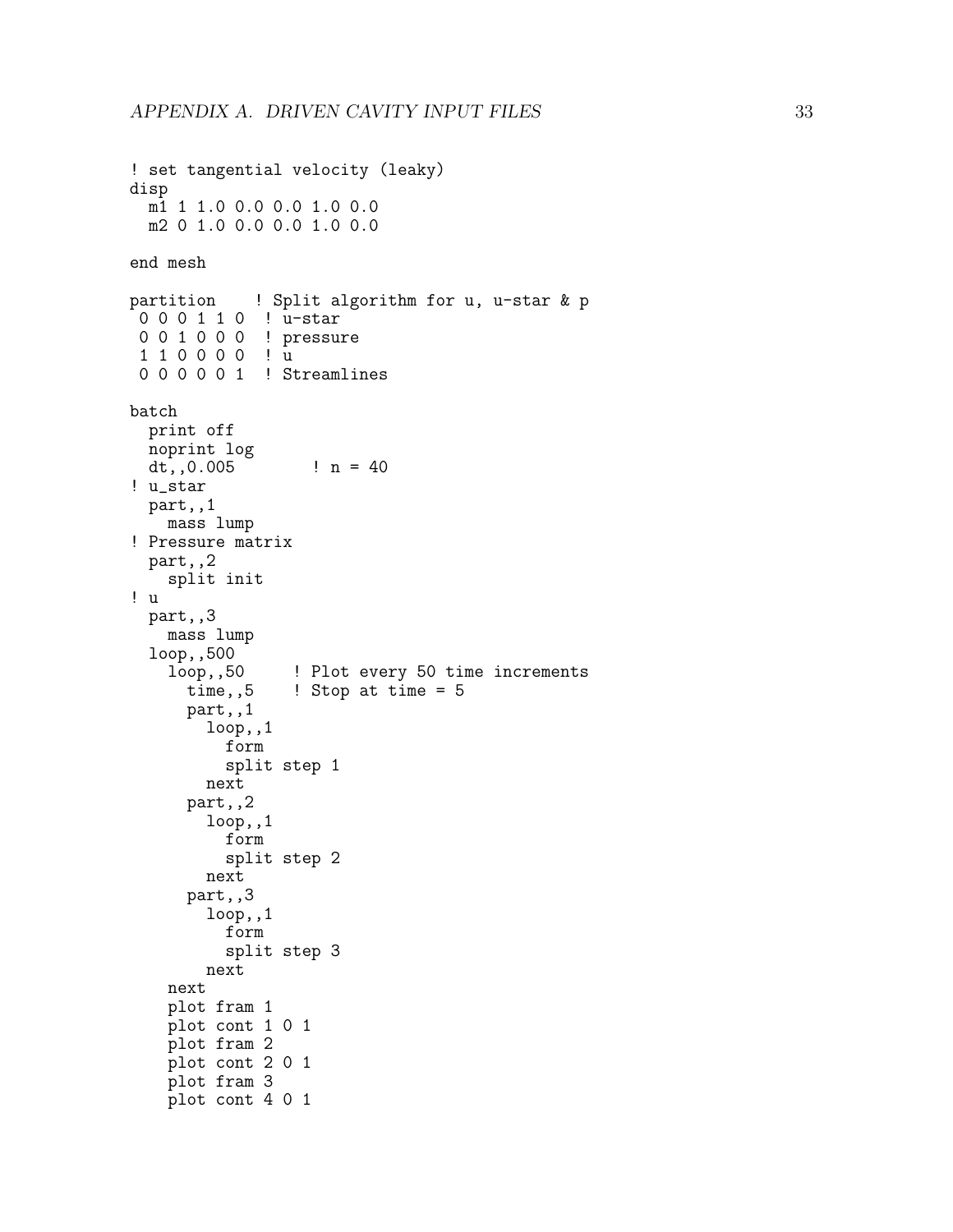```
! set tangential velocity (leaky)
disp
  m1 1 1.0 0.0 0.0 1.0 0.0
  m2 0 1.0 0.0 0.0 1.0 0.0

end mesh

partition    ! Split algorithm for u, u-star & p
 0 0 0 1 1 0  ! u-star
 0 0 1 0 0 0  ! pressure
 1 1 0 0 0 0  ! u
 0 0 0 0 0 1  ! Streamlines

batch
  print off
  noprint log
  dt,,0.005        ! n = 40
! u_star
  part,,1
    mass lump
! Pressure matrix
  part,,2
    split init
! u
  part,,3
    mass lump
  loop,,500
    loop,,50     ! Plot every 50 time increments
      time,,5    ! Stop at time = 5
      part,,1
        loop,,1
          form
          split step 1
        next
      part,,2
        loop,,1
          form
          split step 2
        next
      part,,3
        loop,,1
          form
          split step 3
        next
    next
    plot fram 1
    plot cont 1 0 1
    plot fram 2
    plot cont 2 0 1
    plot fram 3
    plot cont 4 0 1
```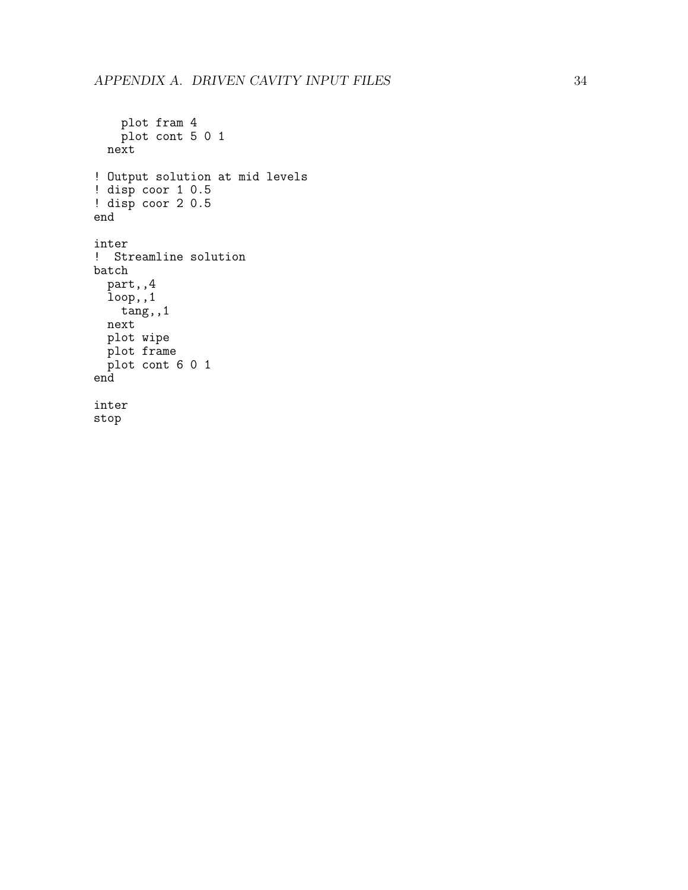```
    plot fram 4
    plot cont 5 0 1
  next

! Output solution at mid levels
! disp coor 1 0.5
! disp coor 2 0.5
end

inter
!  Streamline solution
batch
  part,,4
  loop,,1
    tang,,1
  next
  plot wipe
  plot frame
  plot cont 6 0 1
end

inter
stop
```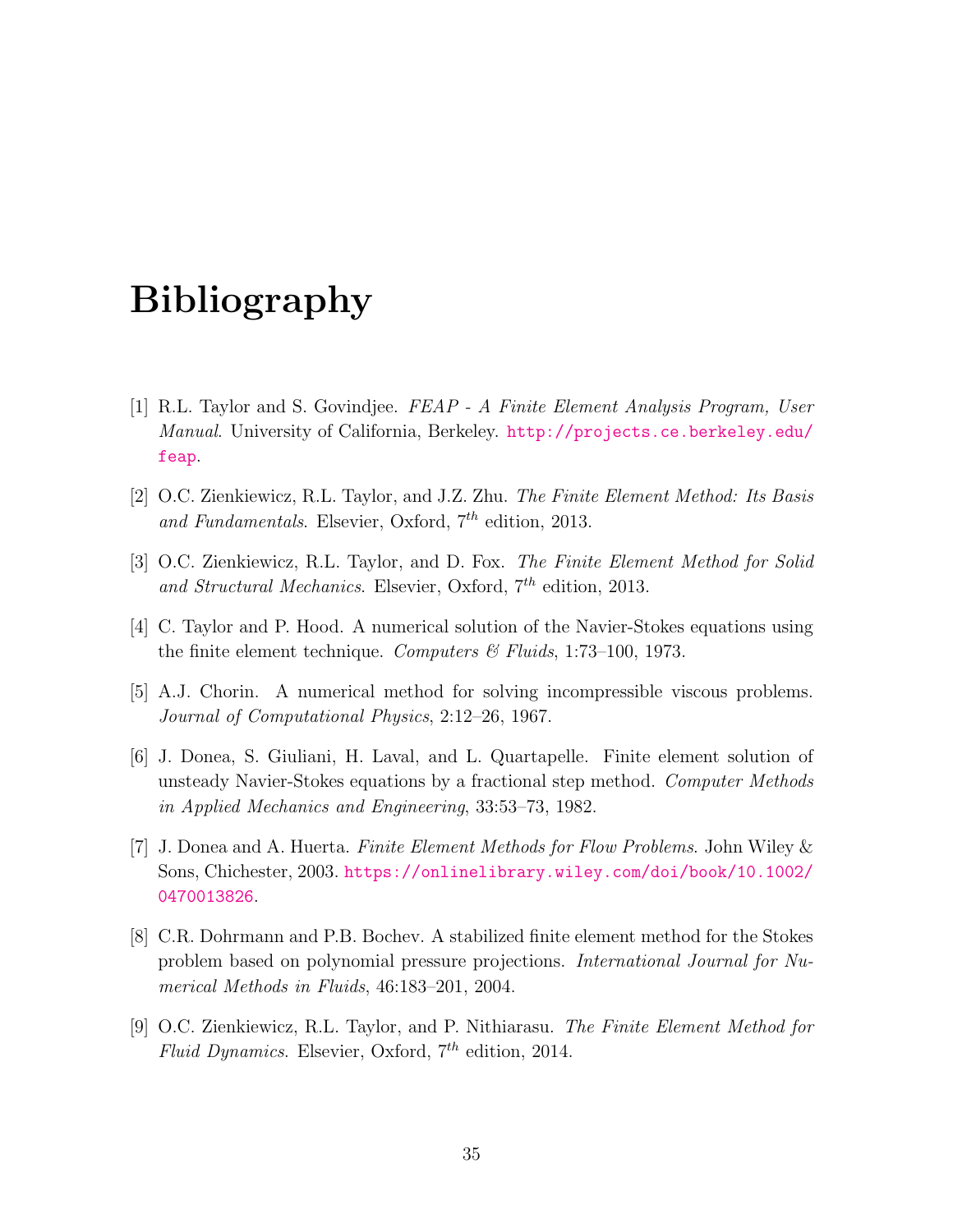# Bibliography

[1] R.L. Taylor and S. Govindjee. *FEAP - A Finite Element Analysis Program, User Manual*. University of California, Berkeley. http://projects.ce.berkeley.edu/feap.

[2] O.C. Zienkiewicz, R.L. Taylor, and J.Z. Zhu. *The Finite Element Method: Its Basis and Fundamentals*. Elsevier, Oxford, $7^{th}$ edition, 2013.

[3] O.C. Zienkiewicz, R.L. Taylor, and D. Fox. *The Finite Element Method for Solid and Structural Mechanics*. Elsevier, Oxford, $7^{th}$ edition, 2013.

[4] C. Taylor and P. Hood. A numerical solution of the Navier-Stokes equations using the finite element technique. *Computers & Fluids*, 1:73–100, 1973.

[5] A.J. Chorin. A numerical method for solving incompressible viscous problems. *Journal of Computational Physics*, 2:12–26, 1967.

[6] J. Donea, S. Giuliani, H. Laval, and L. Quartapelle. Finite element solution of unsteady Navier-Stokes equations by a fractional step method. *Computer Methods in Applied Mechanics and Engineering*, 33:53–73, 1982.

[7] J. Donea and A. Huerta. *Finite Element Methods for Flow Problems*. John Wiley & Sons, Chichester, 2003. https://onlinelibrary.wiley.com/doi/book/10.1002/0470013826.

[8] C.R. Dohrmann and P.B. Bochev. A stabilized finite element method for the Stokes problem based on polynomial pressure projections. *International Journal for Numerical Methods in Fluids*, 46:183–201, 2004.

[9] O.C. Zienkiewicz, R.L. Taylor, and P. Nithiarasu. *The Finite Element Method for Fluid Dynamics*. Elsevier, Oxford, $7^{th}$ edition, 2014.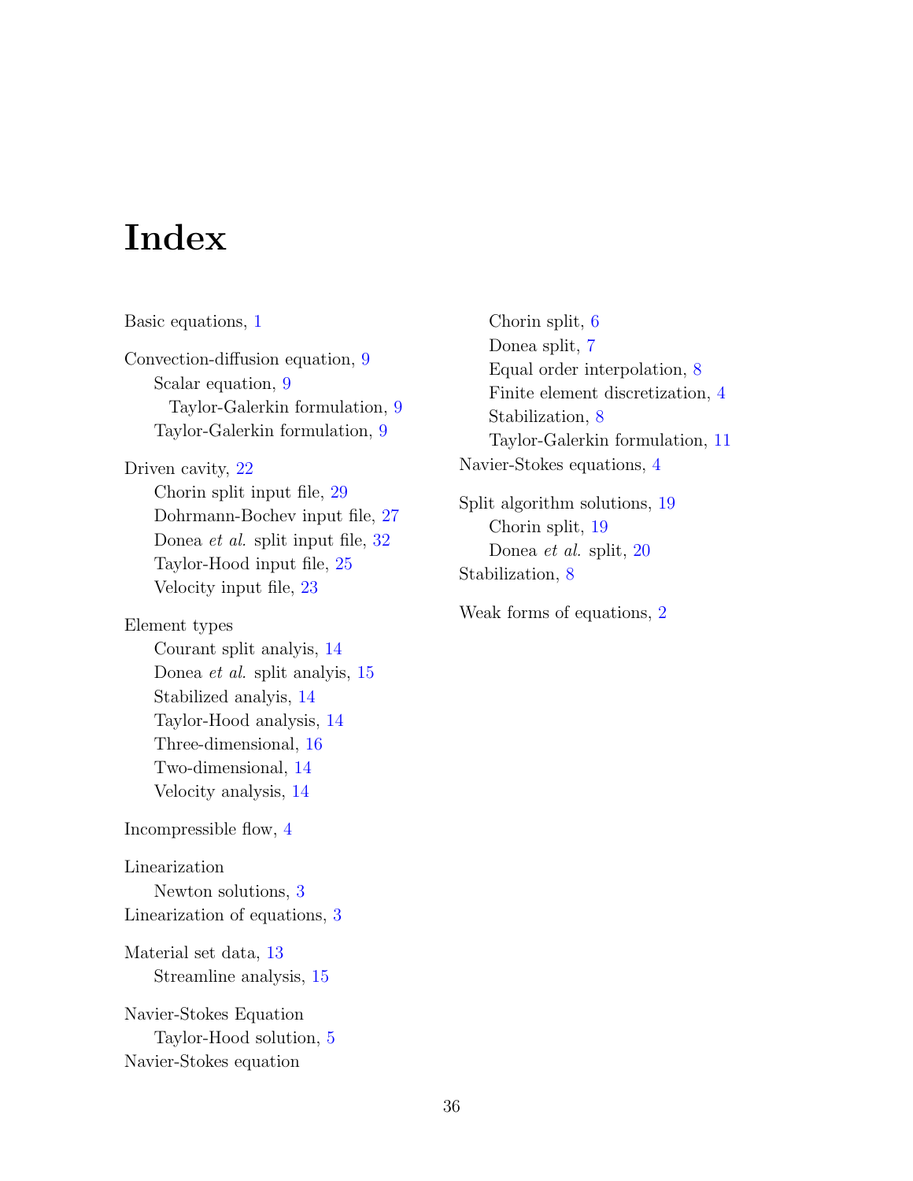# Index

Basic equations, 1

Convection-diffusion equation, 9
  Scalar equation, 9
    Taylor-Galerkin formulation, 9
  Taylor-Galerkin formulation, 9

Driven cavity, 22
  Chorin split input file, 29
  Dohrmann-Bochev input file, 27
  Donea *et al.* split input file, 32
  Taylor-Hood input file, 25
  Velocity input file, 23

Element types
  Courant split analyis, 14
  Donea *et al.* split analyis, 15
  Stabilized analyis, 14
  Taylor-Hood analysis, 14
  Three-dimensional, 16
  Two-dimensional, 14
  Velocity analysis, 14

Incompressible flow, 4

Linearization
  Newton solutions, 3
Linearization of equations, 3

Material set data, 13
  Streamline analysis, 15

Navier-Stokes Equation
  Taylor-Hood solution, 5
Navier-Stokes equation
  Chorin split, 6
  Donea split, 7
  Equal order interpolation, 8
  Finite element discretization, 4
  Stabilization, 8
  Taylor-Galerkin formulation, 11
Navier-Stokes equations, 4

Split algorithm solutions, 19
  Chorin split, 19
  Donea *et al.* split, 20
Stabilization, 8

Weak forms of equations, 2